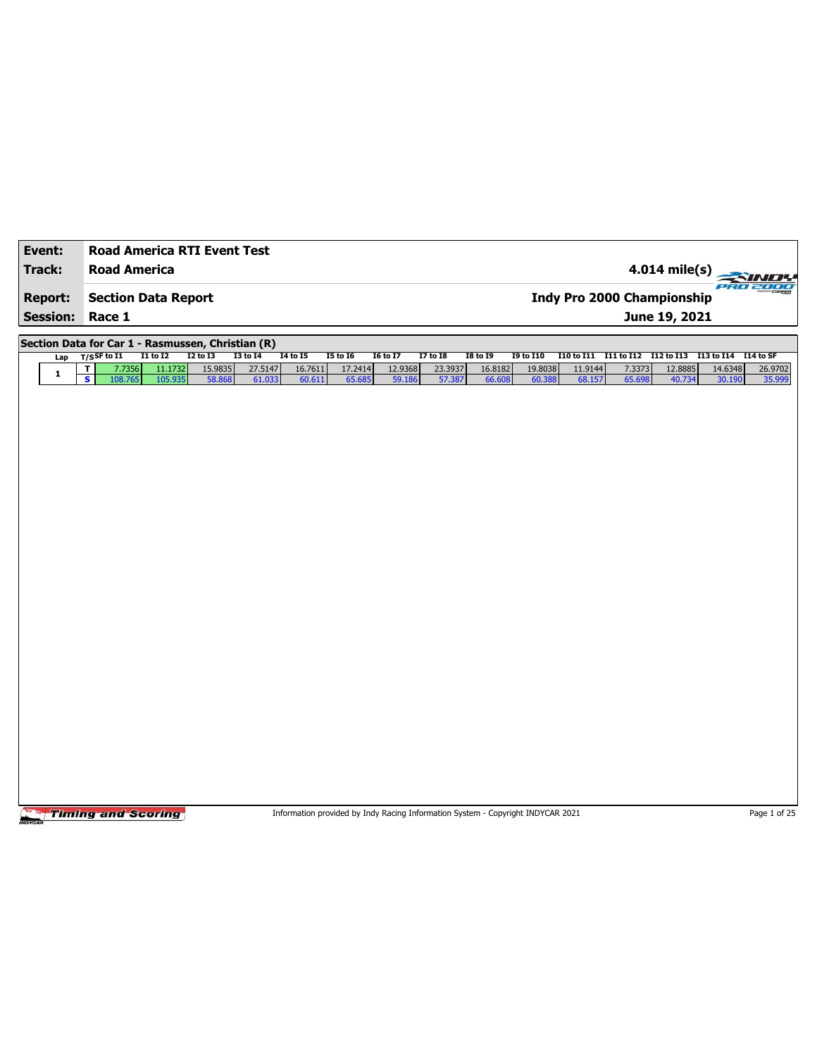| | | | |
|---|---|---|---|
| **Event:** | **Road America RTI Event Test** | | |
| **Track:** | **Road America** | | **4.014 mile(s)** |
| **Report:** | **Section Data Report** | | **Indy Pro 2000 Championship** |
| **Session:** | **Race 1** | | **June 19, 2021** |

**Section Data for Car 1 - Rasmussen, Christian (R)**

| Lap | T/S | SF to I1 | I1 to I2 | I2 to I3 | I3 to I4 | I4 to I5 | I5 to I6 | I6 to I7 | I7 to I8 | I8 to I9 | I9 to I10 | I10 to I11 | I11 to I12 | I12 to I13 | I13 to I14 | I14 to SF |
|---|---|---|---|---|---|---|---|---|---|---|---|---|---|---|---|---|
| 1 | T | 7.7356 | 11.1732 | 15.9835 | 27.5147 | 16.7611 | 17.2414 | 12.9368 | 23.3937 | 16.8182 | 19.8038 | 11.9144 | 7.3373 | 12.8885 | 14.6348 | 26.9702 |
| | S | 108.765 | 105.935 | 58.868 | 61.033 | 60.611 | 65.685 | 59.186 | 57.387 | 66.608 | 60.388 | 68.157 | 65.698 | 40.734 | 30.190 | 35.999 |

Information provided by Indy Racing Information System - Copyright INDYCAR 2021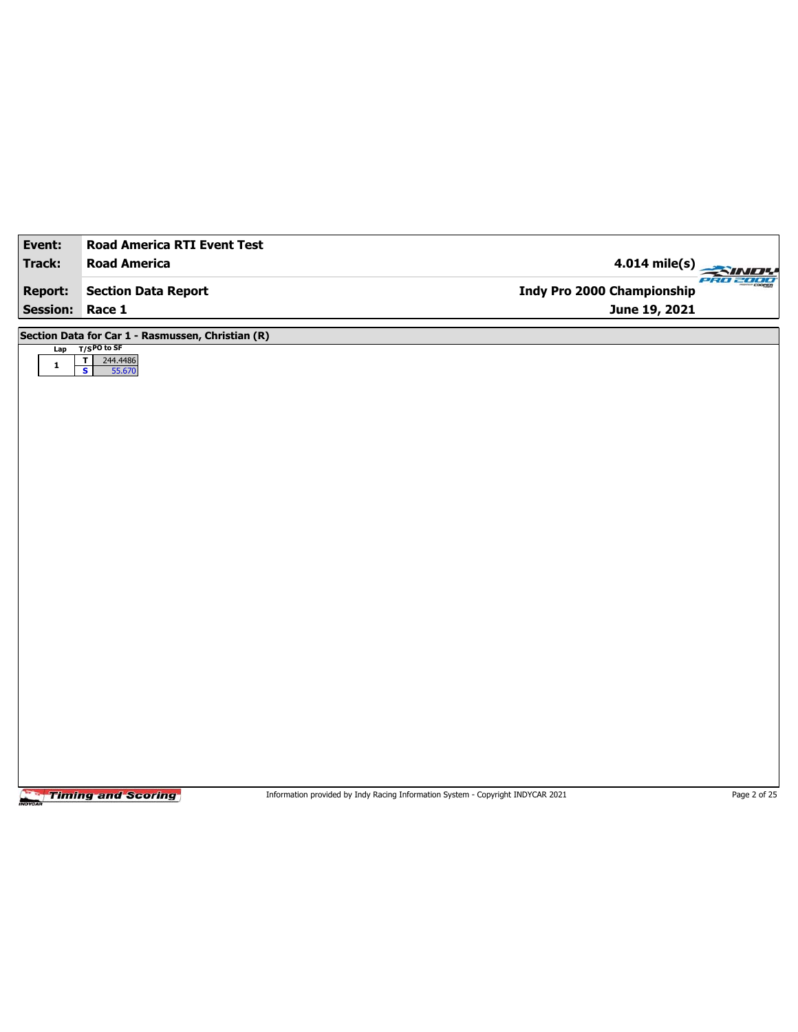| | | | |
|---|---|---|---|
| **Event:** | **Road America RTI Event Test** | | |
| **Track:** | **Road America** | | **4.014 mile(s)** |
| **Report:** | **Section Data Report** | | **Indy Pro 2000 Championship** |
| **Session:** | **Race 1** | | **June 19, 2021** |

## Section Data for Car 1 - Rasmussen, Christian (R)

| Lap | T/S | PO to SF |
|---|---|---|
| 1 | T | 244.4486 |
| | S | 55.670 |

Information provided by Indy Racing Information System - Copyright INDYCAR 2021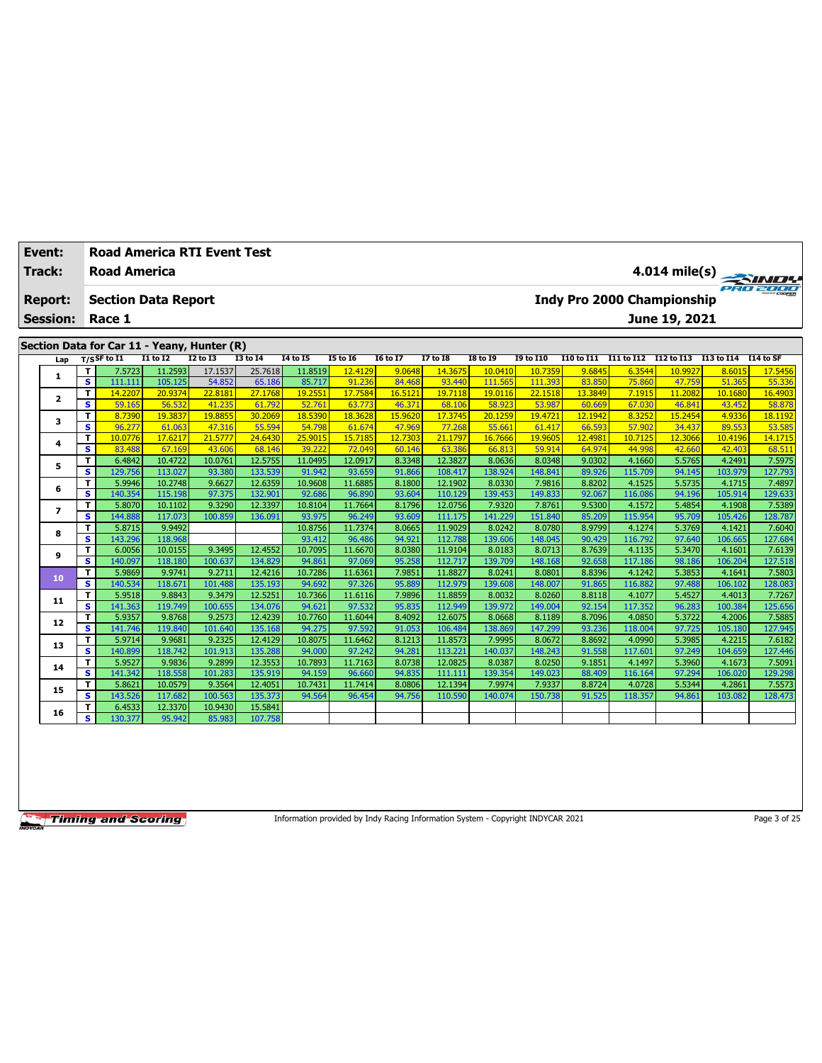| Event: | Road America RTI Event Test |
|---|---|
| Track: | Road America |
| Report: | Section Data Report |
| Session: | Race 1 |

4.014 mile(s)

Indy Pro 2000 Championship

June 19, 2021

## Section Data for Car 11 - Yeany, Hunter (R)

| Lap | T/S | SF to I1 | I1 to I2 | I2 to I3 | I3 to I4 | I4 to I5 | I5 to I6 | I6 to I7 | I7 to I8 | I8 to I9 | I9 to I10 | I10 to I11 | I11 to I12 | I12 to I13 | I13 to I14 | I14 to SF |
|---|---|---|---|---|---|---|---|---|---|---|---|---|---|---|---|---|
| 1 | T | 7.5723 | 11.2593 | 17.1537 | 25.7618 | 11.8519 | 12.4129 | 9.0648 | 14.3675 | 10.0410 | 10.7359 | 9.6845 | 6.3544 | 10.9927 | 8.6015 | 17.5456 |
| | S | 111.111 | 105.125 | 54.852 | 65.186 | 85.717 | 91.236 | 84.468 | 93.440 | 111.565 | 111.393 | 83.850 | 75.860 | 47.759 | 51.365 | 55.336 |
| 2 | T | 14.2207 | 20.9374 | 22.8181 | 27.1768 | 19.2551 | 17.7584 | 16.5121 | 19.7118 | 19.0116 | 22.1518 | 13.3849 | 7.1915 | 11.2082 | 10.1680 | 16.4903 |
| | S | 59.165 | 56.532 | 41.235 | 61.792 | 52.761 | 63.773 | 46.371 | 68.106 | 58.923 | 53.987 | 60.669 | 67.030 | 46.841 | 43.452 | 58.878 |
| 3 | T | 8.7390 | 19.3837 | 19.8855 | 30.2069 | 18.5390 | 18.3628 | 15.9620 | 17.3745 | 20.1259 | 19.4721 | 12.1942 | 8.3252 | 15.2454 | 4.9336 | 18.1192 |
| | S | 96.277 | 61.063 | 47.316 | 55.594 | 54.798 | 61.674 | 47.969 | 77.268 | 55.661 | 61.417 | 66.593 | 57.902 | 34.437 | 89.553 | 53.585 |
| 4 | T | 10.0776 | 17.6217 | 21.5777 | 24.6430 | 25.9015 | 15.7185 | 12.7303 | 21.1797 | 16.7666 | 19.9605 | 12.4981 | 10.7125 | 12.3066 | 10.4196 | 14.1715 |
| | S | 83.488 | 67.169 | 43.606 | 68.146 | 39.222 | 72.049 | 60.146 | 63.386 | 66.813 | 59.914 | 64.974 | 44.998 | 42.660 | 42.403 | 68.511 |
| 5 | T | 6.4842 | 10.4722 | 10.0761 | 12.5755 | 11.0495 | 12.0917 | 8.3348 | 12.3827 | 8.0636 | 8.0348 | 9.0302 | 4.1660 | 5.5765 | 4.2491 | 7.5975 |
| | S | 129.756 | 113.027 | 93.380 | 133.539 | 91.942 | 93.659 | 91.866 | 108.417 | 138.924 | 148.841 | 89.926 | 115.709 | 94.145 | 103.979 | 127.793 |
| 6 | T | 5.9946 | 10.2748 | 9.6627 | 12.6359 | 10.9608 | 11.6885 | 8.1800 | 12.1902 | 8.0330 | 7.9816 | 8.8202 | 4.1525 | 5.5735 | 4.1715 | 7.4897 |
| | S | 140.354 | 115.198 | 97.375 | 132.901 | 92.686 | 96.890 | 93.604 | 110.129 | 139.453 | 149.833 | 92.067 | 116.086 | 94.196 | 105.914 | 129.633 |
| 7 | T | 5.8070 | 10.1102 | 9.3290 | 12.3397 | 10.8104 | 11.7664 | 8.1796 | 12.0756 | 7.9320 | 7.8761 | 9.5300 | 4.1572 | 5.4854 | 4.1908 | 7.5389 |
| | S | 144.888 | 117.073 | 100.859 | 136.091 | 93.975 | 96.249 | 93.609 | 111.175 | 141.229 | 151.840 | 85.209 | 115.954 | 95.709 | 105.426 | 128.787 |
| 8 | T | 5.8715 | 9.9492 | | | 10.8756 | 11.7374 | 8.0665 | 11.9029 | 8.0242 | 8.0780 | 8.9799 | 4.1274 | 5.3769 | 4.1421 | 7.6040 |
| | S | 143.296 | 118.968 | | | 93.412 | 96.486 | 94.921 | 112.788 | 139.606 | 148.045 | 90.429 | 116.792 | 97.640 | 106.665 | 127.684 |
| 9 | T | 6.0056 | 10.0155 | 9.3495 | 12.4552 | 10.7095 | 11.6670 | 8.0380 | 11.9104 | 8.0183 | 8.0713 | 8.7639 | 4.1135 | 5.3470 | 4.1601 | 7.6139 |
| | S | 140.097 | 118.180 | 100.637 | 134.829 | 94.861 | 97.069 | 95.258 | 112.717 | 139.709 | 148.168 | 92.658 | 117.186 | 98.186 | 106.204 | 127.518 |
| 10 | T | 5.9869 | 9.9741 | 9.2711 | 12.4216 | 10.7286 | 11.6361 | 7.9851 | 11.8827 | 8.0241 | 8.0801 | 8.8396 | 4.1242 | 5.3853 | 4.1641 | 7.5803 |
| | S | 140.534 | 118.671 | 101.488 | 135.193 | 94.692 | 97.326 | 95.889 | 112.979 | 139.608 | 148.007 | 91.865 | 116.882 | 97.488 | 106.102 | 128.083 |
| 11 | T | 5.9518 | 9.8843 | 9.3479 | 12.5251 | 10.7366 | 11.6116 | 7.9896 | 11.8859 | 8.0032 | 8.0260 | 8.8118 | 4.1077 | 5.4527 | 4.4013 | 7.7267 |
| | S | 141.363 | 119.749 | 100.655 | 134.076 | 94.621 | 97.532 | 95.835 | 112.949 | 139.972 | 149.004 | 92.154 | 117.352 | 96.283 | 100.384 | 125.656 |
| 12 | T | 5.9357 | 9.8768 | 9.2573 | 12.4239 | 10.7760 | 11.6044 | 8.4092 | 12.6075 | 8.0668 | 8.1189 | 8.7096 | 4.0850 | 5.3722 | 4.2006 | 7.5885 |
| | S | 141.746 | 119.840 | 101.640 | 135.168 | 94.275 | 97.592 | 91.053 | 106.484 | 138.869 | 147.299 | 93.236 | 118.004 | 97.725 | 105.180 | 127.945 |
| 13 | T | 5.9714 | 9.9681 | 9.2325 | 12.4129 | 10.8075 | 11.6462 | 8.1213 | 11.8573 | 7.9995 | 8.0672 | 8.8692 | 4.0990 | 5.3985 | 4.2215 | 7.6182 |
| | S | 140.899 | 118.742 | 101.913 | 135.288 | 94.000 | 97.242 | 94.281 | 113.221 | 140.037 | 148.243 | 91.558 | 117.601 | 97.249 | 104.659 | 127.446 |
| 14 | T | 5.9527 | 9.9836 | 9.2899 | 12.3553 | 10.7893 | 11.7163 | 8.0738 | 12.0825 | 8.0387 | 8.0250 | 9.1851 | 4.1497 | 5.3960 | 4.1673 | 7.5091 |
| | S | 141.342 | 118.558 | 101.283 | 135.919 | 94.159 | 96.660 | 94.835 | 111.111 | 139.354 | 149.023 | 88.409 | 116.164 | 97.294 | 106.020 | 129.298 |
| 15 | T | 5.8621 | 10.0579 | 9.3564 | 12.4051 | 10.7431 | 11.7414 | 8.0806 | 12.1394 | 7.9974 | 7.9337 | 8.8724 | 4.0728 | 5.5344 | 4.2861 | 7.5573 |
| | S | 143.526 | 117.682 | 100.563 | 135.373 | 94.564 | 96.454 | 94.756 | 110.590 | 140.074 | 150.738 | 91.525 | 118.357 | 94.861 | 103.082 | 128.473 |
| 16 | T | 6.4533 | 12.3370 | 10.9430 | 15.5841 | | | | | | | | | | | |
| | S | 130.377 | 95.942 | 85.983 | 107.758 | | | | | | | | | | | |

Information provided by Indy Racing Information System - Copyright INDYCAR 2021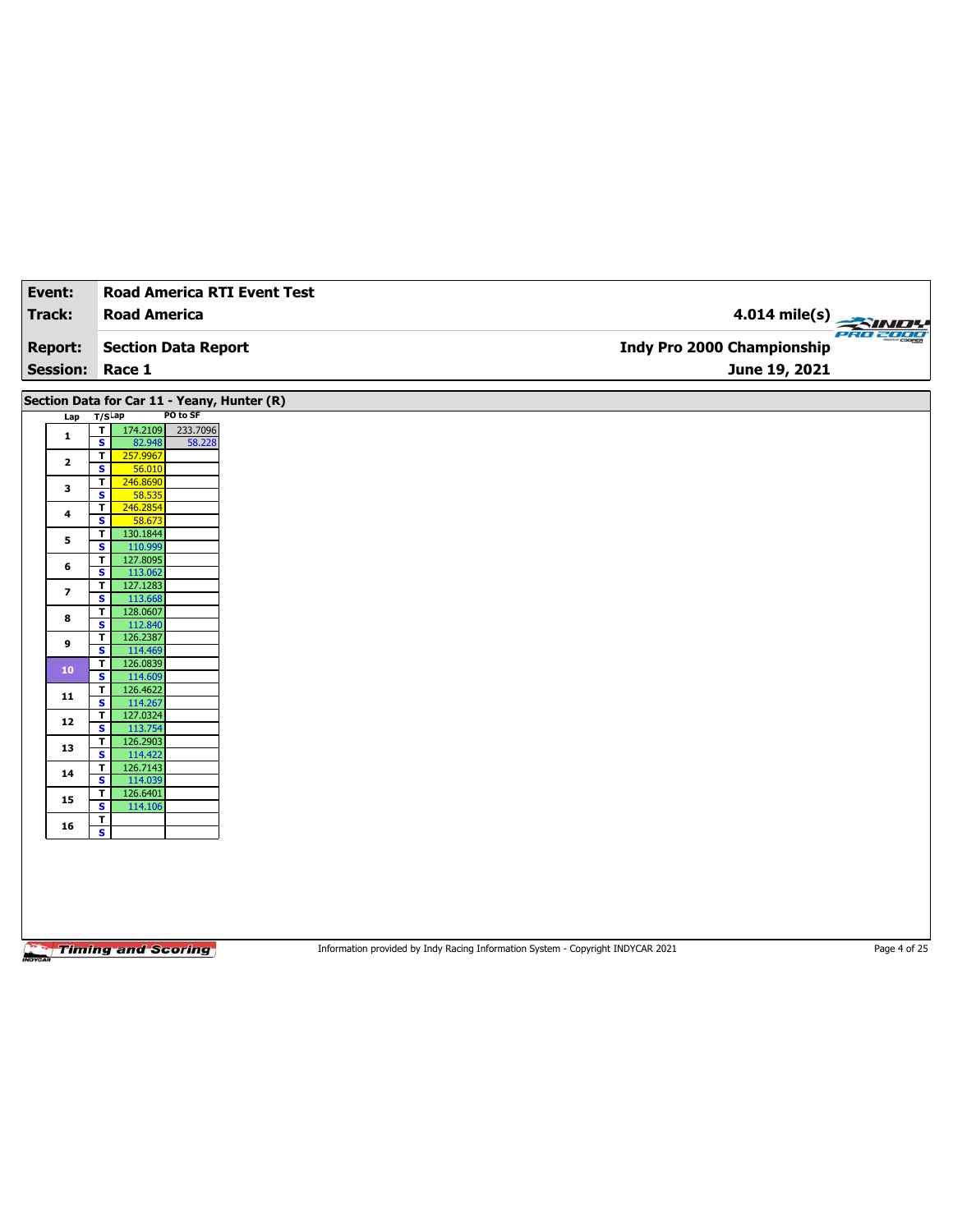| | |
|---|---|
| **Event:** | **Road America RTI Event Test** |
| **Track:** | **Road America** |
| **Report:** | **Section Data Report** |
| **Session:** | **Race 1** |

**4.014 mile(s)**

**Indy Pro 2000 Championship**

**June 19, 2021**

## Section Data for Car 11 - Yeany, Hunter (R)

| Lap | T/S | Lap | PO to SF |
|---|---|---|---|
| 1 | T | 174.2109 | 233.7096 |
| | S | 82.948 | 58.228 |
| 2 | T | 257.9967 | |
| | S | 56.010 | |
| 3 | T | 246.8690 | |
| | S | 58.535 | |
| 4 | T | 246.2854 | |
| | S | 58.673 | |
| 5 | T | 130.1844 | |
| | S | 110.999 | |
| 6 | T | 127.8095 | |
| | S | 113.062 | |
| 7 | T | 127.1283 | |
| | S | 113.668 | |
| 8 | T | 128.0607 | |
| | S | 112.840 | |
| 9 | T | 126.2387 | |
| | S | 114.469 | |
| 10 | T | 126.0839 | |
| | S | 114.609 | |
| 11 | T | 126.4622 | |
| | S | 114.267 | |
| 12 | T | 127.0324 | |
| | S | 113.754 | |
| 13 | T | 126.2903 | |
| | S | 114.422 | |
| 14 | T | 126.7143 | |
| | S | 114.039 | |
| 15 | T | 126.6401 | |
| | S | 114.106 | |
| 16 | T | | |
| | S | | |

Timing and Scoring

Information provided by Indy Racing Information System - Copyright INDYCAR 2021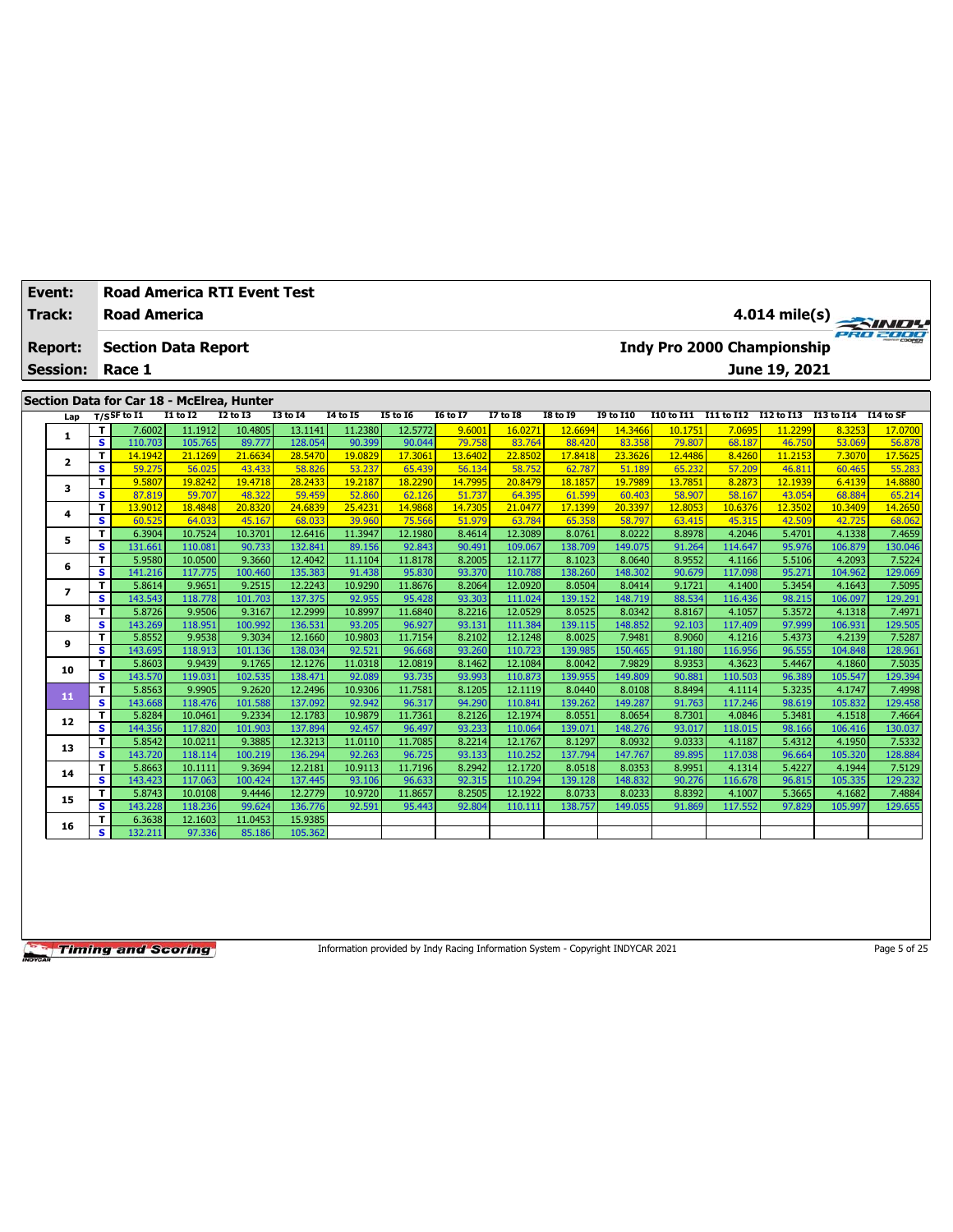| | |
|---|---|
| **Event:** | **Road America RTI Event Test** |
| **Track:** | **Road America** |
| **Report:** | **Section Data Report** |
| **Session:** | **Race 1** |

**4.014 mile(s)**

**Indy Pro 2000 Championship**

**June 19, 2021**

## Section Data for Car 18 - McElrea, Hunter

| Lap | T/S | SF to I1 | I1 to I2 | I2 to I3 | I3 to I4 | I4 to I5 | I5 to I6 | I6 to I7 | I7 to I8 | I8 to I9 | I9 to I10 | I10 to I11 | I11 to I12 | I12 to I13 | I13 to I14 | I14 to SF |
|---|---|---|---|---|---|---|---|---|---|---|---|---|---|---|---|---|
| 1 | T | 7.6002 | 11.1912 | 10.4805 | 13.1141 | 11.2380 | 12.5772 | 9.6001 | 16.0271 | 12.6694 | 14.3466 | 10.1751 | 7.0695 | 11.2299 | 8.3253 | 17.0700 |
| | S | 110.703 | 105.765 | 89.777 | 128.054 | 90.399 | 90.044 | 79.758 | 83.764 | 88.420 | 83.358 | 79.807 | 68.187 | 46.750 | 53.069 | 56.878 |
| 2 | T | 14.1942 | 21.1269 | 21.6634 | 28.5470 | 19.0829 | 17.3061 | 13.6402 | 22.8502 | 17.8418 | 23.3626 | 12.4486 | 8.4260 | 11.2153 | 7.3070 | 17.5625 |
| | S | 59.275 | 56.025 | 43.433 | 58.826 | 53.237 | 65.439 | 56.134 | 58.752 | 62.787 | 51.189 | 65.232 | 57.209 | 46.811 | 60.465 | 55.283 |
| 3 | T | 9.5807 | 19.8242 | 19.4718 | 28.2433 | 19.2187 | 18.2290 | 14.7995 | 20.8479 | 18.1857 | 19.7989 | 13.7851 | 8.2873 | 12.1939 | 6.4139 | 14.8880 |
| | S | 87.819 | 59.707 | 48.322 | 59.459 | 52.860 | 62.126 | 51.737 | 64.395 | 61.599 | 60.403 | 58.907 | 58.167 | 43.054 | 68.884 | 65.214 |
| 4 | T | 13.9012 | 18.4848 | 20.8320 | 24.6839 | 25.4231 | 14.9868 | 14.7305 | 21.0477 | 17.1399 | 20.3397 | 12.8053 | 10.6376 | 12.3502 | 10.3409 | 14.2650 |
| | S | 60.525 | 64.033 | 45.167 | 68.033 | 39.960 | 75.566 | 51.979 | 63.784 | 65.358 | 58.797 | 63.415 | 45.315 | 42.509 | 42.725 | 68.062 |
| 5 | T | 6.3904 | 10.7524 | 10.3701 | 12.6416 | 11.3947 | 12.1980 | 8.4614 | 12.3089 | 8.0761 | 8.0222 | 8.8978 | 4.2046 | 5.4701 | 4.1338 | 7.4659 |
| | S | 131.661 | 110.081 | 90.733 | 132.841 | 89.156 | 92.843 | 90.491 | 109.067 | 138.709 | 149.075 | 91.264 | 114.647 | 95.976 | 106.879 | 130.046 |
| 6 | T | 5.9580 | 10.0500 | 9.3660 | 12.4042 | 11.1104 | 11.8178 | 8.2005 | 12.1177 | 8.1023 | 8.0640 | 8.9552 | 4.1166 | 5.5106 | 4.2093 | 7.5224 |
| | S | 141.216 | 117.775 | 100.460 | 135.383 | 91.438 | 95.830 | 93.370 | 110.788 | 138.260 | 148.302 | 90.679 | 117.098 | 95.271 | 104.962 | 129.069 |
| 7 | T | 5.8614 | 9.9651 | 9.2515 | 12.2243 | 10.9290 | 11.8676 | 8.2064 | 12.0920 | 8.0504 | 8.0414 | 9.1721 | 4.1400 | 5.3454 | 4.1643 | 7.5095 |
| | S | 143.543 | 118.778 | 101.703 | 137.375 | 92.955 | 95.428 | 93.303 | 111.024 | 139.152 | 148.719 | 88.534 | 116.436 | 98.215 | 106.097 | 129.291 |
| 8 | T | 5.8726 | 9.9506 | 9.3167 | 12.2999 | 10.8997 | 11.6840 | 8.2216 | 12.0529 | 8.0525 | 8.0342 | 8.8167 | 4.1057 | 5.3572 | 4.1318 | 7.4971 |
| | S | 143.269 | 118.951 | 100.992 | 136.531 | 93.205 | 96.927 | 93.131 | 111.384 | 139.115 | 148.852 | 92.103 | 117.409 | 97.999 | 106.931 | 129.505 |
| 9 | T | 5.8552 | 9.9538 | 9.3034 | 12.1660 | 10.9803 | 11.7154 | 8.2102 | 12.1248 | 8.0025 | 7.9481 | 8.9060 | 4.1216 | 5.4373 | 4.2139 | 7.5287 |
| | S | 143.695 | 118.913 | 101.136 | 138.034 | 92.521 | 96.668 | 93.260 | 110.723 | 139.985 | 150.465 | 91.180 | 116.956 | 96.555 | 104.848 | 128.961 |
| 10 | T | 5.8603 | 9.9439 | 9.1765 | 12.1276 | 11.0318 | 12.0819 | 8.1462 | 12.1084 | 8.0042 | 7.9829 | 8.9353 | 4.3623 | 5.4467 | 4.1860 | 7.5035 |
| | S | 143.570 | 119.031 | 102.535 | 138.471 | 92.089 | 93.735 | 93.993 | 110.873 | 139.955 | 149.809 | 90.881 | 110.503 | 96.389 | 105.547 | 129.394 |
| 11 | T | 5.8563 | 9.9905 | 9.2620 | 12.2496 | 10.9306 | 11.7581 | 8.1205 | 12.1119 | 8.0440 | 8.0108 | 8.8494 | 4.1114 | 5.3235 | 4.1747 | 7.4998 |
| | S | 143.668 | 118.476 | 101.588 | 137.092 | 92.942 | 96.317 | 94.290 | 110.841 | 139.262 | 149.287 | 91.763 | 117.246 | 98.619 | 105.832 | 129.458 |
| 12 | T | 5.8284 | 10.0461 | 9.2334 | 12.1783 | 10.9879 | 11.7361 | 8.2126 | 12.1974 | 8.0551 | 8.0654 | 8.7301 | 4.0846 | 5.3481 | 4.1518 | 7.4664 |
| | S | 144.356 | 117.820 | 101.903 | 137.894 | 92.457 | 96.497 | 93.233 | 110.064 | 139.071 | 148.276 | 93.017 | 118.015 | 98.166 | 106.416 | 130.037 |
| 13 | T | 5.8542 | 10.0211 | 9.3885 | 12.3213 | 11.0110 | 11.7085 | 8.2214 | 12.1767 | 8.1297 | 8.0932 | 9.0333 | 4.1187 | 5.4312 | 4.1950 | 7.5332 |
| | S | 143.720 | 118.114 | 100.219 | 136.294 | 92.263 | 96.725 | 93.133 | 110.252 | 137.794 | 147.767 | 89.895 | 117.038 | 96.664 | 105.320 | 128.884 |
| 14 | T | 5.8663 | 10.1111 | 9.3694 | 12.2181 | 10.9113 | 11.7196 | 8.2942 | 12.1720 | 8.0518 | 8.0353 | 8.9951 | 4.1314 | 5.4227 | 4.1944 | 7.5129 |
| | S | 143.423 | 117.063 | 100.424 | 137.445 | 93.106 | 96.633 | 92.315 | 110.294 | 139.128 | 148.832 | 90.276 | 116.678 | 96.815 | 105.335 | 129.232 |
| 15 | T | 5.8743 | 10.0108 | 9.4446 | 12.2779 | 10.9720 | 11.8657 | 8.2505 | 12.1922 | 8.0733 | 8.0233 | 8.8392 | 4.1007 | 5.3665 | 4.1682 | 7.4884 |
| | S | 143.228 | 118.236 | 99.624 | 136.776 | 92.591 | 95.443 | 92.804 | 110.111 | 138.757 | 149.055 | 91.869 | 117.552 | 97.829 | 105.997 | 129.655 |
| 16 | T | 6.3638 | 12.1603 | 11.0453 | 15.9385 | | | | | | | | | | | |
| | S | 132.211 | 97.336 | 85.186 | 105.362 | | | | | | | | | | | |

Information provided by Indy Racing Information System - Copyright INDYCAR 2021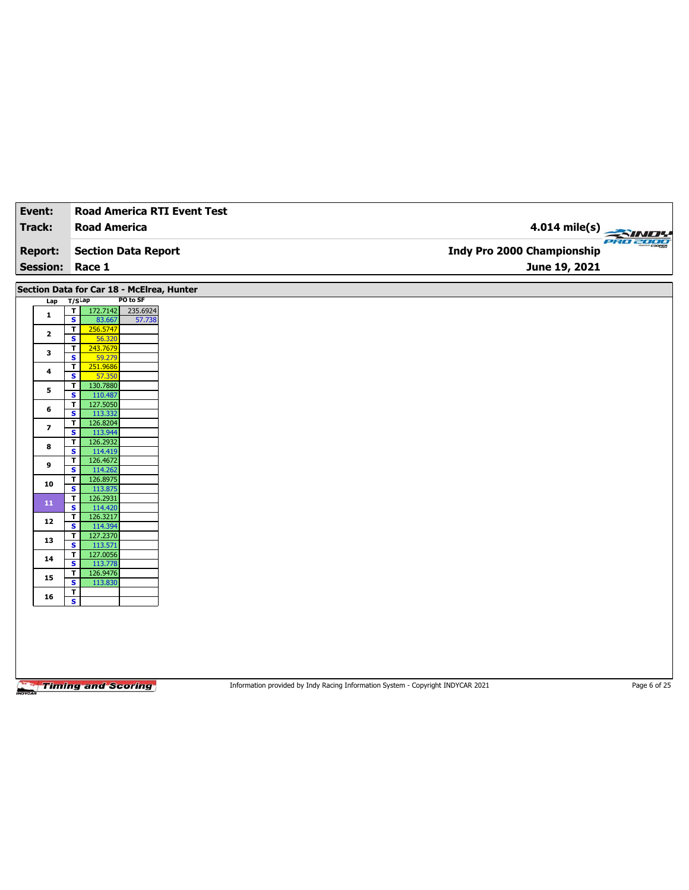| | |
|---|---|
| **Event:** | **Road America RTI Event Test** |
| **Track:** | **Road America** |
| **Report:** | **Section Data Report** |
| **Session:** | **Race 1** |

**4.014 mile(s)**

**Indy Pro 2000 Championship**

**June 19, 2021**

## Section Data for Car 18 - McElrea, Hunter

| Lap | T/S | Lap | PO to SF |
|---|---|---|---|
| 1 | T | 172.7142 | 235.6924 |
| | S | 83.667 | 57.738 |
| 2 | T | 256.5747 | |
| | S | 56.320 | |
| 3 | T | 243.7679 | |
| | S | 59.279 | |
| 4 | T | 251.9686 | |
| | S | 57.350 | |
| 5 | T | 130.7880 | |
| | S | 110.487 | |
| 6 | T | 127.5050 | |
| | S | 113.332 | |
| 7 | T | 126.8204 | |
| | S | 113.944 | |
| 8 | T | 126.2932 | |
| | S | 114.419 | |
| 9 | T | 126.4672 | |
| | S | 114.262 | |
| 10 | T | 126.8975 | |
| | S | 113.875 | |
| 11 | T | 126.2931 | |
| | S | 114.420 | |
| 12 | T | 126.3217 | |
| | S | 114.394 | |
| 13 | T | 127.2370 | |
| | S | 113.571 | |
| 14 | T | 127.0056 | |
| | S | 113.778 | |
| 15 | T | 126.9476 | |
| | S | 113.830 | |
| 16 | T | | |
| | S | | |

Information provided by Indy Racing Information System - Copyright INDYCAR 2021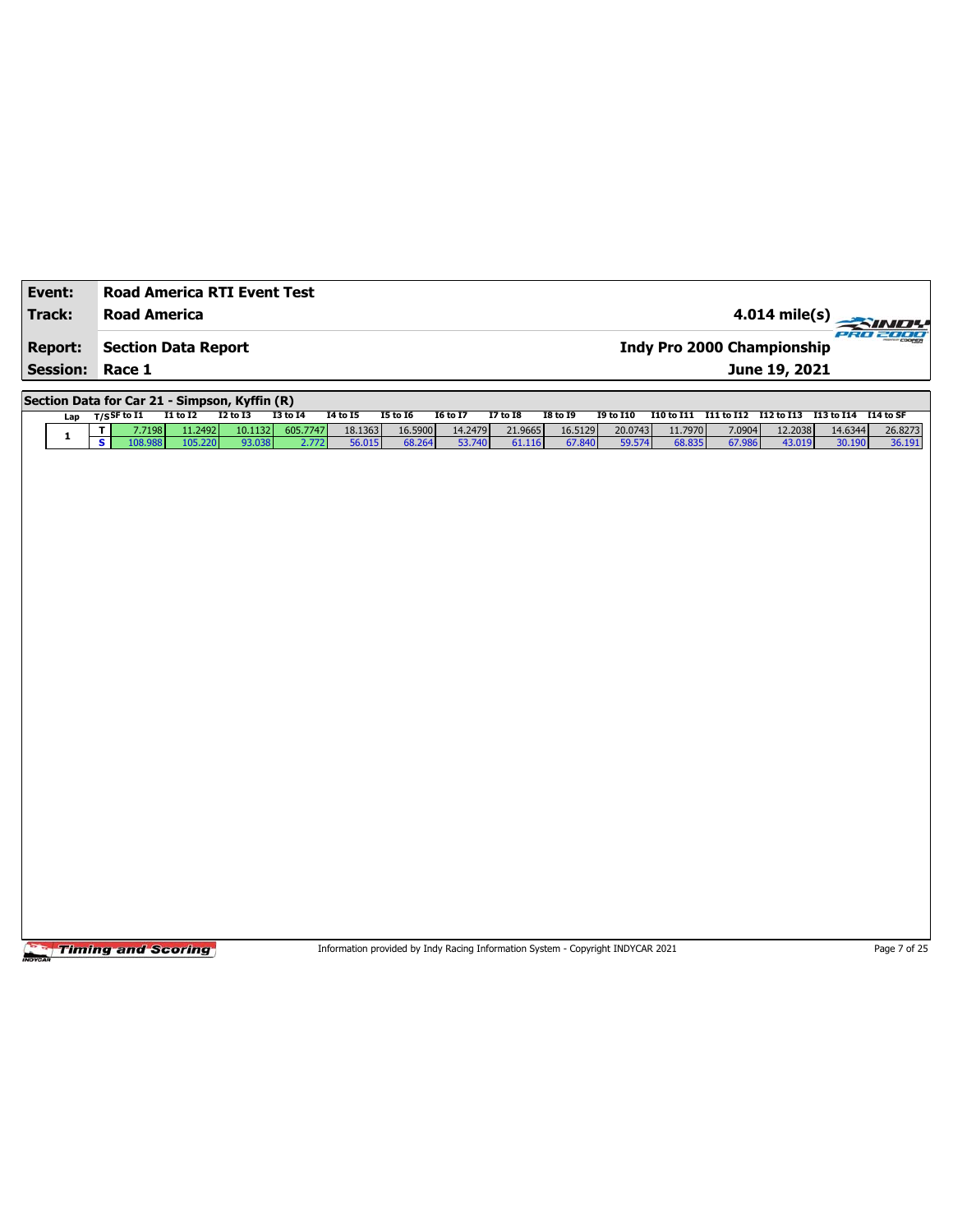| | | | |
|---|---|---|---|
| **Event:** | **Road America RTI Event Test** | | |
| **Track:** | **Road America** | **4.014 mile(s)** | |
| **Report:** | **Section Data Report** | **Indy Pro 2000 Championship** | |
| **Session:** | **Race 1** | **June 19, 2021** | |

**Section Data for Car 21 - Simpson, Kyffin (R)**

| Lap | T/S | SF to I1 | I1 to I2 | I2 to I3 | I3 to I4 | I4 to I5 | I5 to I6 | I6 to I7 | I7 to I8 | I8 to I9 | I9 to I10 | I10 to I11 | I11 to I12 | I12 to I13 | I13 to I14 | I14 to SF |
|---|---|---|---|---|---|---|---|---|---|---|---|---|---|---|---|---|
| 1 | T | 7.7198 | 11.2492 | 10.1132 | 605.7747 | 18.1363 | 16.5900 | 14.2479 | 21.9665 | 16.5129 | 20.0743 | 11.7970 | 7.0904 | 12.2038 | 14.6344 | 26.8273 |
| | S | 108.988 | 105.220 | 93.038 | 2.772 | 56.015 | 68.264 | 53.740 | 61.116 | 67.840 | 59.574 | 68.835 | 67.986 | 43.019 | 30.190 | 36.191 |

Information provided by Indy Racing Information System - Copyright INDYCAR 2021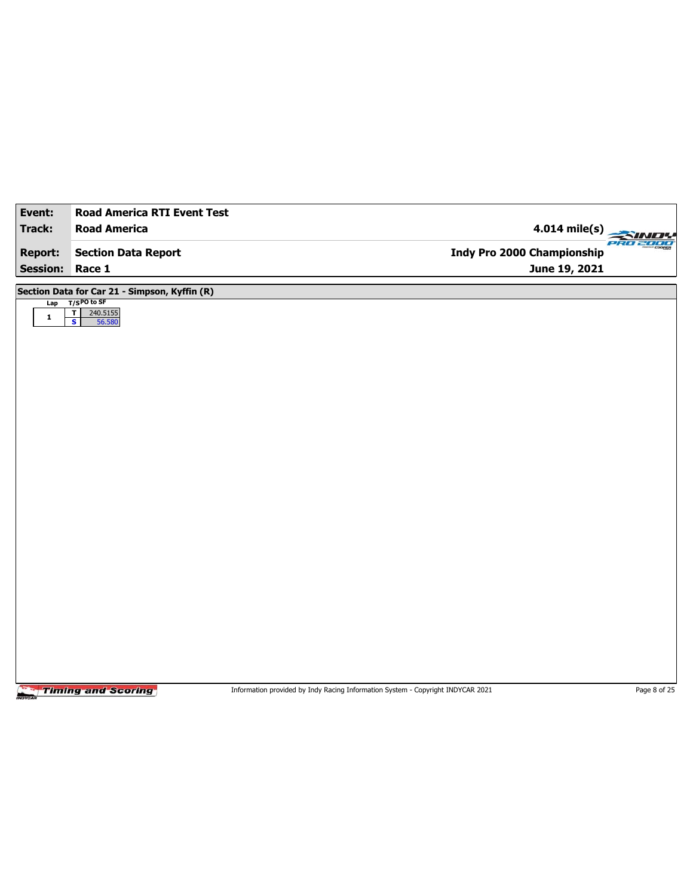| | | | |
|---|---|---|---|
| **Event:** | **Road America RTI Event Test** | | |
| **Track:** | **Road America** | **4.014 mile(s)** | |
| **Report:** | **Section Data Report** | **Indy Pro 2000 Championship** | |
| **Session:** | **Race 1** | **June 19, 2021** | |

**Section Data for Car 21 - Simpson, Kyffin (R)**

| Lap | T/S | PO to SF |
|---|---|---|
| 1 | T | 240.5155 |
| | S | 56.580 |

Information provided by Indy Racing Information System - Copyright INDYCAR 2021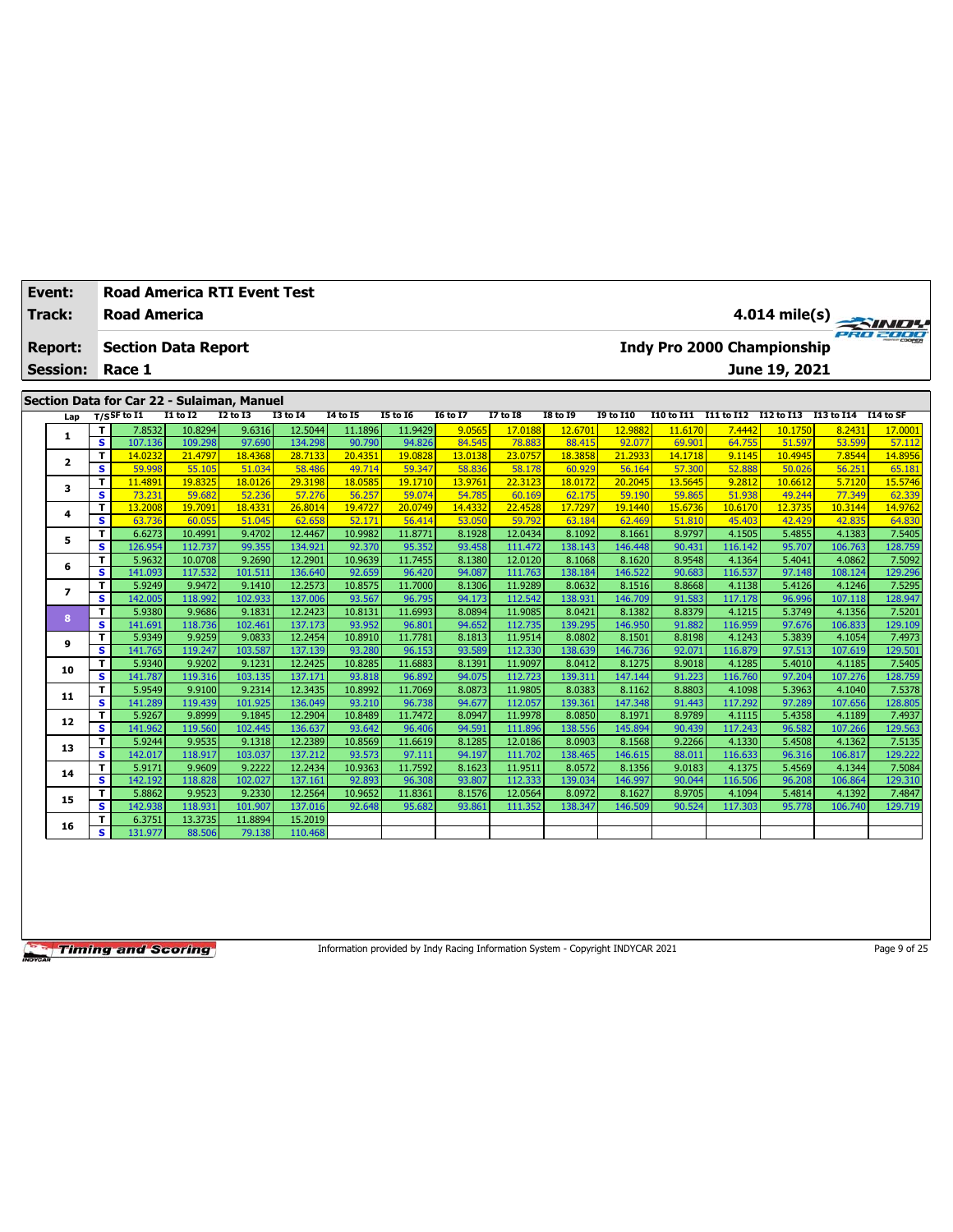| Event: | Road America RTI Event Test | |
|---|---|---|
| Track: | Road America | 4.014 mile(s) |
| Report: | Section Data Report | Indy Pro 2000 Championship |
| Session: | Race 1 | June 19, 2021 |

## Section Data for Car 22 - Sulaiman, Manuel

| Lap | T/S | SF to I1 | I1 to I2 | I2 to I3 | I3 to I4 | I4 to I5 | I5 to I6 | I6 to I7 | I7 to I8 | I8 to I9 | I9 to I10 | I10 to I11 | I11 to I12 | I12 to I13 | I13 to I14 | I14 to SF |
|---|---|---|---|---|---|---|---|---|---|---|---|---|---|---|---|---|
| 1 | T | 7.8532 | 10.8294 | 9.6316 | 12.5044 | 11.1896 | 11.9429 | 9.0565 | 17.0188 | 12.6701 | 12.9882 | 11.6170 | 7.4442 | 10.1750 | 8.2431 | 17.0001 |
| | S | 107.136 | 109.298 | 97.690 | 134.298 | 90.790 | 94.826 | 84.545 | 78.883 | 88.415 | 92.077 | 69.901 | 64.755 | 51.597 | 53.599 | 57.112 |
| 2 | T | 14.0232 | 21.4797 | 18.4368 | 28.7133 | 20.4351 | 19.0828 | 13.0138 | 23.0757 | 18.3858 | 21.2933 | 14.1718 | 9.1145 | 10.4945 | 7.8544 | 14.8956 |
| | S | 59.998 | 55.105 | 51.034 | 58.486 | 49.714 | 59.347 | 58.836 | 58.178 | 60.929 | 56.164 | 57.300 | 52.888 | 50.026 | 56.251 | 65.181 |
| 3 | T | 11.4891 | 19.8325 | 18.0126 | 29.3198 | 18.0585 | 19.1710 | 13.9761 | 22.3123 | 18.0172 | 20.2045 | 13.5645 | 9.2812 | 10.6612 | 5.7120 | 15.5746 |
| | S | 73.231 | 59.682 | 52.236 | 57.276 | 56.257 | 59.074 | 54.785 | 60.169 | 62.175 | 59.190 | 59.865 | 51.938 | 49.244 | 77.349 | 62.339 |
| 4 | T | 13.2008 | 19.7091 | 18.4331 | 26.8014 | 19.4727 | 20.0749 | 14.4332 | 22.4528 | 17.7297 | 19.1440 | 15.6736 | 10.6170 | 12.3735 | 10.3144 | 14.9762 |
| | S | 63.736 | 60.055 | 51.045 | 62.658 | 52.171 | 56.414 | 53.050 | 59.792 | 63.184 | 62.469 | 51.810 | 45.403 | 42.429 | 42.835 | 64.830 |
| 5 | T | 6.6273 | 10.4991 | 9.4702 | 12.4467 | 10.9982 | 11.8771 | 8.1928 | 12.0434 | 8.1092 | 8.1661 | 8.9797 | 4.1505 | 5.4855 | 4.1383 | 7.5405 |
| | S | 126.954 | 112.737 | 99.355 | 134.921 | 92.370 | 95.352 | 93.458 | 111.472 | 138.143 | 146.448 | 90.431 | 116.142 | 95.707 | 106.763 | 128.759 |
| 6 | T | 5.9632 | 10.0708 | 9.2690 | 12.2901 | 10.9639 | 11.7455 | 8.1380 | 12.0120 | 8.1068 | 8.1620 | 8.9548 | 4.1364 | 5.4041 | 4.0862 | 7.5092 |
| | S | 141.093 | 117.532 | 101.511 | 136.640 | 92.659 | 96.420 | 94.087 | 111.763 | 138.184 | 146.522 | 90.683 | 116.537 | 97.148 | 108.124 | 129.296 |
| 7 | T | 5.9249 | 9.9472 | 9.1410 | 12.2573 | 10.8575 | 11.7000 | 8.1306 | 11.9289 | 8.0632 | 8.1516 | 8.8668 | 4.1138 | 5.4126 | 4.1246 | 7.5295 |
| | S | 142.005 | 118.992 | 102.933 | 137.006 | 93.567 | 96.795 | 94.173 | 112.542 | 138.931 | 146.709 | 91.583 | 117.178 | 96.996 | 107.118 | 128.947 |
| 8 | T | 5.9380 | 9.9686 | 9.1831 | 12.2423 | 10.8131 | 11.6993 | 8.0894 | 11.9085 | 8.0421 | 8.1382 | 8.8379 | 4.1215 | 5.3749 | 4.1356 | 7.5201 |
| | S | 141.691 | 118.736 | 102.461 | 137.173 | 93.952 | 96.801 | 94.652 | 112.735 | 139.295 | 146.950 | 91.882 | 116.959 | 97.676 | 106.833 | 129.109 |
| 9 | T | 5.9349 | 9.9259 | 9.0833 | 12.2454 | 10.8910 | 11.7781 | 8.1813 | 11.9514 | 8.0802 | 8.1501 | 8.8198 | 4.1243 | 5.3839 | 4.1054 | 7.4973 |
| | S | 141.765 | 119.247 | 103.587 | 137.139 | 93.280 | 96.153 | 93.589 | 112.330 | 138.639 | 146.736 | 92.071 | 116.879 | 97.513 | 107.619 | 129.501 |
| 10 | T | 5.9340 | 9.9202 | 9.1231 | 12.2425 | 10.8285 | 11.6883 | 8.1391 | 11.9097 | 8.0412 | 8.1275 | 8.9018 | 4.1285 | 5.4010 | 4.1185 | 7.5405 |
| | S | 141.787 | 119.316 | 103.135 | 137.171 | 93.818 | 96.892 | 94.075 | 112.723 | 139.311 | 147.144 | 91.223 | 116.760 | 97.204 | 107.276 | 128.759 |
| 11 | T | 5.9549 | 9.9100 | 9.2314 | 12.3435 | 10.8992 | 11.7069 | 8.0873 | 11.9805 | 8.0383 | 8.1162 | 8.8803 | 4.1098 | 5.3963 | 4.1040 | 7.5378 |
| | S | 141.289 | 119.439 | 101.925 | 136.049 | 93.210 | 96.738 | 94.677 | 112.057 | 139.361 | 147.348 | 91.443 | 117.292 | 97.289 | 107.656 | 128.805 |
| 12 | T | 5.9267 | 9.8999 | 9.1845 | 12.2904 | 10.8489 | 11.7472 | 8.0947 | 11.9978 | 8.0850 | 8.1971 | 8.9789 | 4.1115 | 5.4358 | 4.1189 | 7.4937 |
| | S | 141.962 | 119.560 | 102.445 | 136.637 | 93.642 | 96.406 | 94.591 | 111.896 | 138.556 | 145.894 | 90.439 | 117.243 | 96.582 | 107.266 | 129.563 |
| 13 | T | 5.9244 | 9.9535 | 9.1318 | 12.2389 | 10.8569 | 11.6619 | 8.1285 | 12.0186 | 8.0903 | 8.1568 | 9.2266 | 4.1330 | 5.4508 | 4.1362 | 7.5135 |
| | S | 142.017 | 118.917 | 103.037 | 137.212 | 93.573 | 97.111 | 94.197 | 111.702 | 138.465 | 146.615 | 88.011 | 116.633 | 96.316 | 106.817 | 129.222 |
| 14 | T | 5.9171 | 9.9609 | 9.2222 | 12.2434 | 10.9363 | 11.7592 | 8.1623 | 11.9511 | 8.0572 | 8.1356 | 9.0183 | 4.1375 | 5.4569 | 4.1344 | 7.5084 |
| | S | 142.192 | 118.828 | 102.027 | 137.161 | 92.893 | 96.308 | 93.807 | 112.333 | 139.034 | 146.997 | 90.044 | 116.506 | 96.208 | 106.864 | 129.310 |
| 15 | T | 5.8862 | 9.9523 | 9.2330 | 12.2564 | 10.9652 | 11.8361 | 8.1576 | 12.0564 | 8.0972 | 8.1627 | 8.9705 | 4.1094 | 5.4814 | 4.1392 | 7.4847 |
| | S | 142.938 | 118.931 | 101.907 | 137.016 | 92.648 | 95.682 | 93.861 | 111.352 | 138.347 | 146.509 | 90.524 | 117.303 | 95.778 | 106.740 | 129.719 |
| 16 | T | 6.3751 | 13.3735 | 11.8894 | 15.2019 | | | | | | | | | | | |
| | S | 131.977 | 88.506 | 79.138 | 110.468 | | | | | | | | | | | |

Information provided by Indy Racing Information System - Copyright INDYCAR 2021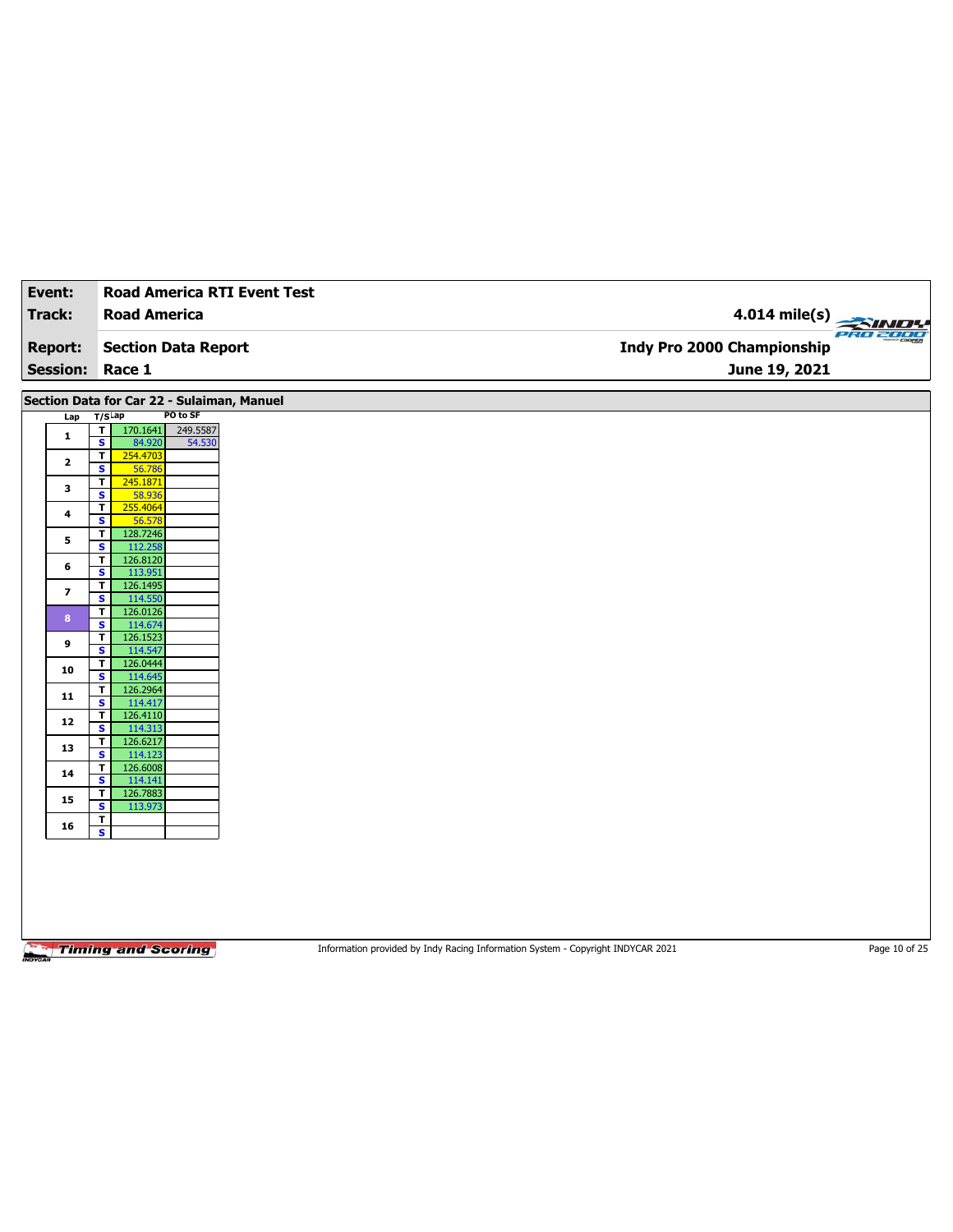| | |
|---|---|
| **Event:** | **Road America RTI Event Test** |
| **Track:** | **Road America** |
| **Report:** | **Section Data Report** |
| **Session:** | **Race 1** |

**4.014 mile(s)**

**Indy Pro 2000 Championship**

**June 19, 2021**

## Section Data for Car 22 - Sulaiman, Manuel

| Lap | T/S | Lap | PO to SF |
|---|---|---|---|
| 1 | T | 170.1641 | 249.5587 |
| | S | 84.920 | 54.530 |
| 2 | T | 254.4703 | |
| | S | 56.786 | |
| 3 | T | 245.1871 | |
| | S | 58.936 | |
| 4 | T | 255.4064 | |
| | S | 56.578 | |
| 5 | T | 128.7246 | |
| | S | 112.258 | |
| 6 | T | 126.8120 | |
| | S | 113.951 | |
| 7 | T | 126.1495 | |
| | S | 114.550 | |
| 8 | T | 126.0126 | |
| | S | 114.674 | |
| 9 | T | 126.1523 | |
| | S | 114.547 | |
| 10 | T | 126.0444 | |
| | S | 114.645 | |
| 11 | T | 126.2964 | |
| | S | 114.417 | |
| 12 | T | 126.4110 | |
| | S | 114.313 | |
| 13 | T | 126.6217 | |
| | S | 114.123 | |
| 14 | T | 126.6008 | |
| | S | 114.141 | |
| 15 | T | 126.7883 | |
| | S | 113.973 | |
| 16 | T | | |
| | S | | |

Information provided by Indy Racing Information System - Copyright INDYCAR 2021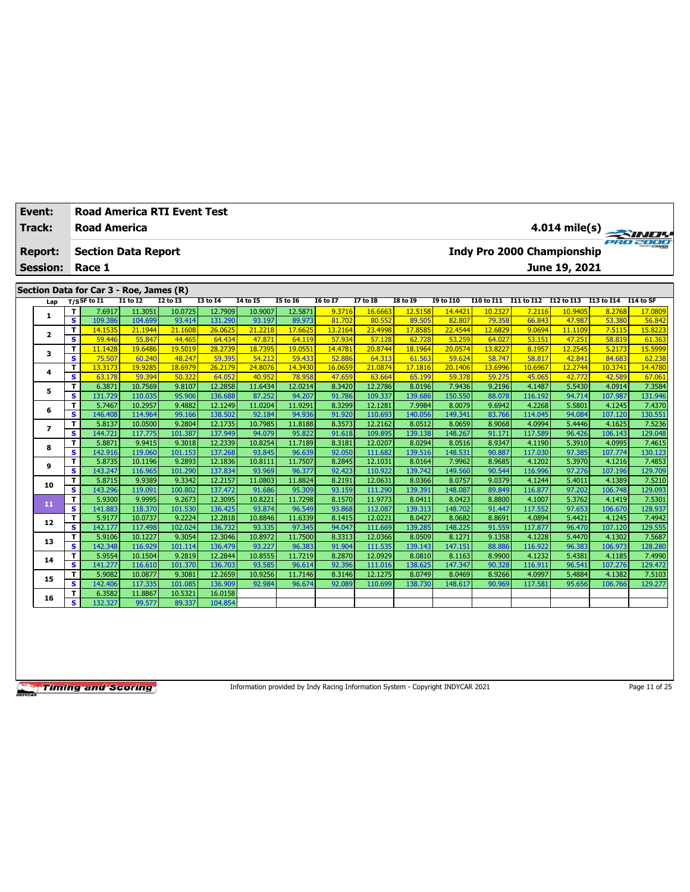| Event: | Road America RTI Event Test |
|---|---|
| Track: | Road America |
| Report: | Section Data Report |
| Session: | Race 1 |

4.014 mile(s)

Indy Pro 2000 Championship

June 19, 2021

## Section Data for Car 3 - Roe, James (R)

| Lap | T/S | SF to I1 | I1 to I2 | I2 to I3 | I3 to I4 | I4 to I5 | I5 to I6 | I6 to I7 | I7 to I8 | I8 to I9 | I9 to I10 | I10 to I11 | I11 to I12 | I12 to I13 | I13 to I14 | I14 to SF |
|---|---|---|---|---|---|---|---|---|---|---|---|---|---|---|---|---|
| 1 | T | 7.6917 | 11.3051 | 10.0725 | 12.7909 | 10.9007 | 12.5871 | 9.3716 | 16.6663 | 12.5158 | 14.4421 | 10.2327 | 7.2116 | 10.9405 | 8.2768 | 17.0809 |
| | S | 109.386 | 104.699 | 93.414 | 131.290 | 93.197 | 89.973 | 81.702 | 80.552 | 89.505 | 82.807 | 79.358 | 66.843 | 47.987 | 53.380 | 56.842 |
| 2 | T | 14.1535 | 21.1944 | 21.1608 | 26.0625 | 21.2218 | 17.6625 | 13.2164 | 23.4998 | 17.8585 | 22.4544 | 12.6829 | 9.0694 | 11.1109 | 7.5115 | 15.8223 |
| | S | 59.446 | 55.847 | 44.465 | 64.434 | 47.871 | 64.119 | 57.934 | 57.128 | 62.728 | 53.259 | 64.027 | 53.151 | 47.251 | 58.819 | 61.363 |
| 3 | T | 11.1428 | 19.6486 | 19.5019 | 28.2739 | 18.7395 | 19.0551 | 14.4781 | 20.8744 | 18.1964 | 20.0574 | 13.8227 | 8.1957 | 12.2545 | 5.2173 | 15.5999 |
| | S | 75.507 | 60.240 | 48.247 | 59.395 | 54.212 | 59.433 | 52.886 | 64.313 | 61.563 | 59.624 | 58.747 | 58.817 | 42.841 | 84.683 | 62.238 |
| 4 | T | 13.3173 | 19.9285 | 18.6979 | 26.2179 | 24.8076 | 14.3430 | 16.0659 | 21.0874 | 17.1816 | 20.1406 | 13.6996 | 10.6967 | 12.2744 | 10.3741 | 14.4780 |
| | S | 63.178 | 59.394 | 50.322 | 64.052 | 40.952 | 78.958 | 47.659 | 63.664 | 65.199 | 59.378 | 59.275 | 45.065 | 42.772 | 42.589 | 67.061 |
| 5 | T | 6.3871 | 10.7569 | 9.8107 | 12.2858 | 11.6434 | 12.0214 | 8.3420 | 12.2786 | 8.0196 | 7.9436 | 9.2196 | 4.1487 | 5.5430 | 4.0914 | 7.3584 |
| | S | 131.729 | 110.035 | 95.906 | 136.688 | 87.252 | 94.207 | 91.786 | 109.337 | 139.686 | 150.550 | 88.078 | 116.192 | 94.714 | 107.987 | 131.946 |
| 6 | T | 5.7467 | 10.2957 | 9.4882 | 12.1249 | 11.0204 | 11.9291 | 8.3299 | 12.1281 | 7.9984 | 8.0079 | 9.6942 | 4.2268 | 5.5801 | 4.1245 | 7.4370 |
| | S | 146.408 | 114.964 | 99.166 | 138.502 | 92.184 | 94.936 | 91.920 | 110.693 | 140.056 | 149.341 | 83.766 | 114.045 | 94.084 | 107.120 | 130.551 |
| 7 | T | 5.8137 | 10.0500 | 9.2804 | 12.1735 | 10.7985 | 11.8188 | 8.3573 | 12.2162 | 8.0512 | 8.0659 | 8.9068 | 4.0994 | 5.4446 | 4.1625 | 7.5236 |
| | S | 144.721 | 117.775 | 101.387 | 137.949 | 94.079 | 95.822 | 91.618 | 109.895 | 139.138 | 148.267 | 91.171 | 117.589 | 96.426 | 106.143 | 129.048 |
| 8 | T | 5.8871 | 9.9415 | 9.3018 | 12.2339 | 10.8254 | 11.7189 | 8.3181 | 12.0207 | 8.0294 | 8.0516 | 8.9347 | 4.1190 | 5.3910 | 4.0995 | 7.4615 |
| | S | 142.916 | 119.060 | 101.153 | 137.268 | 93.845 | 96.639 | 92.050 | 111.682 | 139.516 | 148.531 | 90.887 | 117.030 | 97.385 | 107.774 | 130.123 |
| 9 | T | 5.8735 | 10.1196 | 9.2893 | 12.1836 | 10.8111 | 11.7507 | 8.2845 | 12.1031 | 8.0164 | 7.9962 | 8.9685 | 4.1202 | 5.3970 | 4.1216 | 7.4853 |
| | S | 143.247 | 116.965 | 101.290 | 137.834 | 93.969 | 96.377 | 92.423 | 110.922 | 139.742 | 149.560 | 90.544 | 116.996 | 97.276 | 107.196 | 129.709 |
| 10 | T | 5.8715 | 9.9389 | 9.3342 | 12.2157 | 11.0803 | 11.8824 | 8.2191 | 12.0631 | 8.0366 | 8.0757 | 9.0379 | 4.1244 | 5.4011 | 4.1389 | 7.5210 |
| | S | 143.296 | 119.091 | 100.802 | 137.472 | 91.686 | 95.309 | 93.159 | 111.290 | 139.391 | 148.087 | 89.849 | 116.877 | 97.202 | 106.748 | 129.093 |
| 11 | T | 5.9300 | 9.9995 | 9.2673 | 12.3095 | 10.8221 | 11.7298 | 8.1570 | 11.9773 | 8.0411 | 8.0423 | 8.8800 | 4.1007 | 5.3762 | 4.1419 | 7.5301 |
| | S | 141.883 | 118.370 | 101.530 | 136.425 | 93.874 | 96.549 | 93.868 | 112.087 | 139.313 | 148.702 | 91.447 | 117.552 | 97.653 | 106.670 | 128.937 |
| 12 | T | 5.9177 | 10.0737 | 9.2224 | 12.2818 | 10.8846 | 11.6339 | 8.1415 | 12.0221 | 8.0427 | 8.0682 | 8.8691 | 4.0894 | 5.4421 | 4.1245 | 7.4942 |
| | S | 142.177 | 117.498 | 102.024 | 136.732 | 93.335 | 97.345 | 94.047 | 111.669 | 139.285 | 148.225 | 91.559 | 117.877 | 96.470 | 107.120 | 129.555 |
| 13 | T | 5.9106 | 10.1227 | 9.3054 | 12.3046 | 10.8972 | 11.7500 | 8.3313 | 12.0366 | 8.0509 | 8.1271 | 9.1358 | 4.1228 | 5.4470 | 4.1302 | 7.5687 |
| | S | 142.348 | 116.929 | 101.114 | 136.479 | 93.227 | 96.383 | 91.904 | 111.535 | 139.143 | 147.151 | 88.886 | 116.922 | 96.383 | 106.973 | 128.280 |
| 14 | T | 5.9554 | 10.1504 | 9.2819 | 12.2844 | 10.8555 | 11.7219 | 8.2870 | 12.0929 | 8.0810 | 8.1163 | 8.9900 | 4.1232 | 5.4381 | 4.1185 | 7.4990 |
| | S | 141.277 | 116.610 | 101.370 | 136.703 | 93.585 | 96.614 | 92.396 | 111.016 | 138.625 | 147.347 | 90.328 | 116.911 | 96.541 | 107.276 | 129.472 |
| 15 | T | 5.9082 | 10.0877 | 9.3081 | 12.2659 | 10.9256 | 11.7146 | 8.3146 | 12.1275 | 8.0749 | 8.0469 | 8.9266 | 4.0997 | 5.4884 | 4.1382 | 7.5103 |
| | S | 142.406 | 117.335 | 101.085 | 136.909 | 92.984 | 96.674 | 92.089 | 110.699 | 138.730 | 148.617 | 90.969 | 117.581 | 95.656 | 106.766 | 129.277 |
| 16 | T | 6.3582 | 11.8867 | 10.5321 | 16.0158 | | | | | | | | | | | |
| | S | 132.327 | 99.577 | 89.337 | 104.854 | | | | | | | | | | | |

Timing and Scoring

Information provided by Indy Racing Information System - Copyright INDYCAR 2021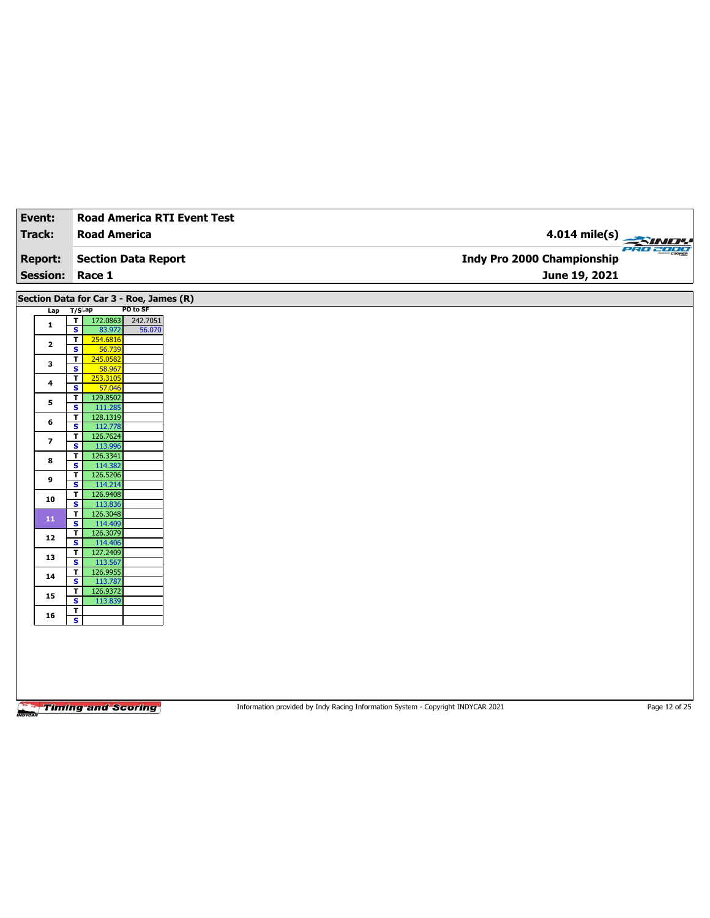**Event:** Road America RTI Event Test

**Track:** Road America — 4.014 mile(s)

**Report:** Section Data Report — Indy Pro 2000 Championship

**Session:** Race 1 — June 19, 2021

## Section Data for Car 3 - Roe, James (R)

| Lap | T/S | Lap | PO to SF |
|---|---|---|---|
| 1 | T | 172.0863 | 242.7051 |
| | S | 83.972 | 56.070 |
| 2 | T | 254.6816 | |
| | S | 56.739 | |
| 3 | T | 245.0582 | |
| | S | 58.967 | |
| 4 | T | 253.3105 | |
| | S | 57.046 | |
| 5 | T | 129.8502 | |
| | S | 111.285 | |
| 6 | T | 128.1319 | |
| | S | 112.778 | |
| 7 | T | 126.7624 | |
| | S | 113.996 | |
| 8 | T | 126.3341 | |
| | S | 114.382 | |
| 9 | T | 126.5206 | |
| | S | 114.214 | |
| 10 | T | 126.9408 | |
| | S | 113.836 | |
| 11 | T | 126.3048 | |
| | S | 114.409 | |
| 12 | T | 126.3079 | |
| | S | 114.406 | |
| 13 | T | 127.2409 | |
| | S | 113.567 | |
| 14 | T | 126.9955 | |
| | S | 113.787 | |
| 15 | T | 126.9372 | |
| | S | 113.839 | |
| 16 | T | | |
| | S | | |

Information provided by Indy Racing Information System - Copyright INDYCAR 2021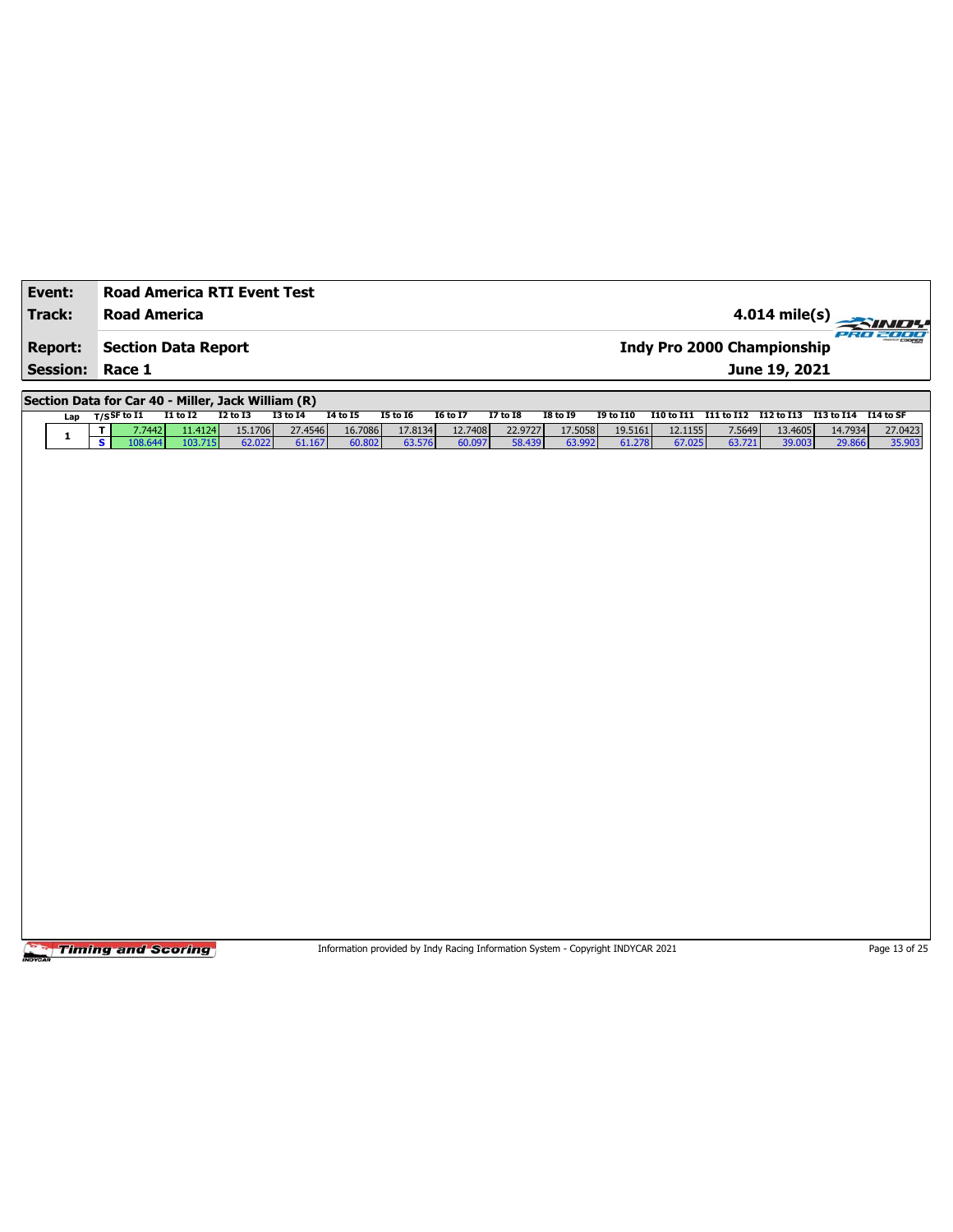| | | | |
|---|---|---|---|
| **Event:** | **Road America RTI Event Test** | | |
| **Track:** | **Road America** | | **4.014 mile(s)** |
| **Report:** | **Section Data Report** | | **Indy Pro 2000 Championship** |
| **Session:** | **Race 1** | | **June 19, 2021** |

**Section Data for Car 40 - Miller, Jack William (R)**

| Lap | T/S | SF to I1 | I1 to I2 | I2 to I3 | I3 to I4 | I4 to I5 | I5 to I6 | I6 to I7 | I7 to I8 | I8 to I9 | I9 to I10 | I10 to I11 | I11 to I12 | I12 to I13 | I13 to I14 | I14 to SF |
|---|---|---|---|---|---|---|---|---|---|---|---|---|---|---|---|---|
| 1 | T | 7.7442 | 11.4124 | 15.1706 | 27.4546 | 16.7086 | 17.8134 | 12.7408 | 22.9727 | 17.5058 | 19.5161 | 12.1155 | 7.5649 | 13.4605 | 14.7934 | 27.0423 |
| | S | 108.644 | 103.715 | 62.022 | 61.167 | 60.802 | 63.576 | 60.097 | 58.439 | 63.992 | 61.278 | 67.025 | 63.721 | 39.003 | 29.866 | 35.903 |

Information provided by Indy Racing Information System - Copyright INDYCAR 2021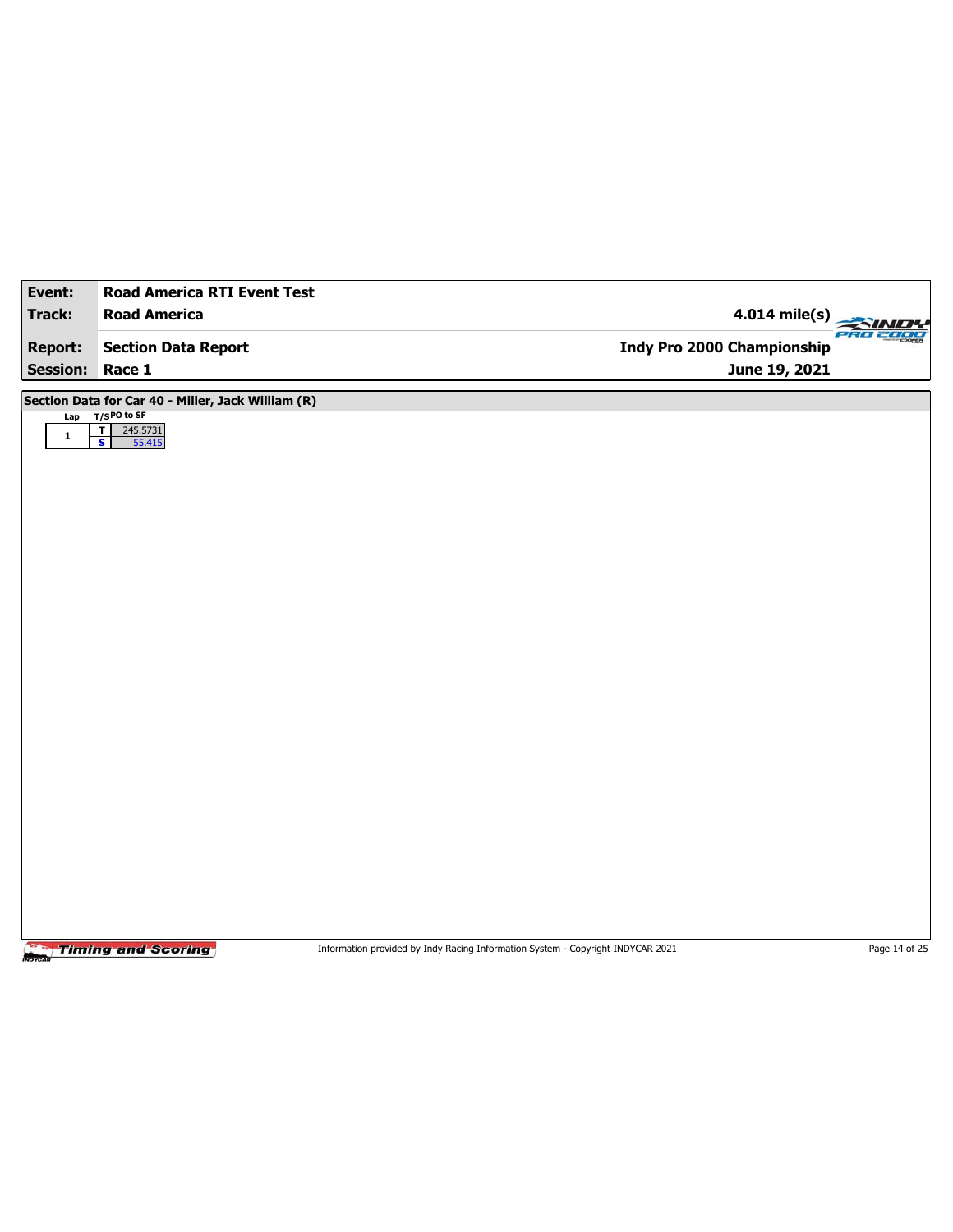| | | | |
|---|---|---|---|
| **Event:** | **Road America RTI Event Test** | | |
| **Track:** | **Road America** | **4.014 mile(s)** | |
| **Report:** | **Section Data Report** | **Indy Pro 2000 Championship** | |
| **Session:** | **Race 1** | **June 19, 2021** | |

**Section Data for Car 40 - Miller, Jack William (R)**

| Lap | T/S | PO to SF |
|---|---|---|
| 1 | T | 245.5731 |
| | S | 55.415 |

Information provided by Indy Racing Information System - Copyright INDYCAR 2021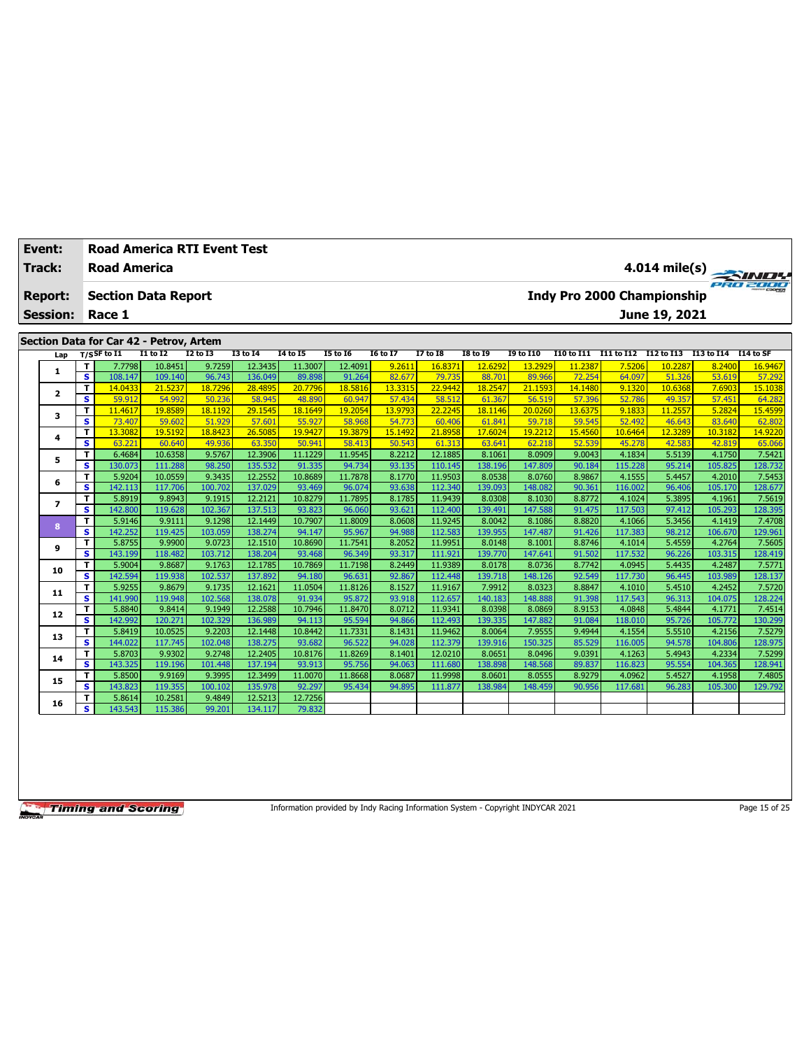| | |
|---|---|
| **Event:** | **Road America RTI Event Test** |
| **Track:** | **Road America** |
| **Report:** | **Section Data Report** |
| **Session:** | **Race 1** |

**4.014 mile(s)**

**Indy Pro 2000 Championship**

**June 19, 2021**

## Section Data for Car 42 - Petrov, Artem

| Lap | T/S | SF to I1 | I1 to I2 | I2 to I3 | I3 to I4 | I4 to I5 | I5 to I6 | I6 to I7 | I7 to I8 | I8 to I9 | I9 to I10 | I10 to I11 | I11 to I12 | I12 to I13 | I13 to I14 | I14 to SF |
|---|---|---|---|---|---|---|---|---|---|---|---|---|---|---|---|---|
| 1 | T | 7.7798 | 10.8451 | 9.7259 | 12.3435 | 11.3007 | 12.4091 | 9.2611 | 16.8371 | 12.6292 | 13.2929 | 11.2387 | 7.5206 | 10.2287 | 8.2400 | 16.9467 |
| | S | 108.147 | 109.140 | 96.743 | 136.049 | 89.898 | 91.264 | 82.677 | 79.735 | 88.701 | 89.966 | 72.254 | 64.097 | 51.326 | 53.619 | 57.292 |
| 2 | T | 14.0433 | 21.5237 | 18.7296 | 28.4895 | 20.7796 | 18.5816 | 13.3315 | 22.9442 | 18.2547 | 21.1593 | 14.1480 | 9.1320 | 10.6368 | 7.6903 | 15.1038 |
| | S | 59.912 | 54.992 | 50.236 | 58.945 | 48.890 | 60.947 | 57.434 | 58.512 | 61.367 | 56.519 | 57.396 | 52.786 | 49.357 | 57.451 | 64.282 |
| 3 | T | 11.4617 | 19.8589 | 18.1192 | 29.1545 | 18.1649 | 19.2054 | 13.9793 | 22.2245 | 18.1146 | 20.0260 | 13.6375 | 9.1833 | 11.2557 | 5.2824 | 15.4599 |
| | S | 73.407 | 59.602 | 51.929 | 57.601 | 55.927 | 58.968 | 54.773 | 60.406 | 61.841 | 59.718 | 59.545 | 52.492 | 46.643 | 83.640 | 62.802 |
| 4 | T | 13.3082 | 19.5192 | 18.8423 | 26.5085 | 19.9427 | 19.3879 | 15.1492 | 21.8958 | 17.6024 | 19.2212 | 15.4560 | 10.6464 | 12.3289 | 10.3182 | 14.9220 |
| | S | 63.221 | 60.640 | 49.936 | 63.350 | 50.941 | 58.413 | 50.543 | 61.313 | 63.641 | 62.218 | 52.539 | 45.278 | 42.583 | 42.819 | 65.066 |
| 5 | T | 6.4684 | 10.6358 | 9.5767 | 12.3906 | 11.1229 | 11.9545 | 8.2212 | 12.1885 | 8.1061 | 8.0909 | 9.0043 | 4.1834 | 5.5139 | 4.1750 | 7.5421 |
| | S | 130.073 | 111.288 | 98.250 | 135.532 | 91.335 | 94.734 | 93.135 | 110.145 | 138.196 | 147.809 | 90.184 | 115.228 | 95.214 | 105.825 | 128.732 |
| 6 | T | 5.9204 | 10.0559 | 9.3435 | 12.2552 | 10.8689 | 11.7878 | 8.1770 | 11.9503 | 8.0538 | 8.0760 | 8.9867 | 4.1555 | 5.4457 | 4.2010 | 7.5453 |
| | S | 142.113 | 117.706 | 100.702 | 137.029 | 93.469 | 96.074 | 93.638 | 112.340 | 139.093 | 148.082 | 90.361 | 116.002 | 96.406 | 105.170 | 128.677 |
| 7 | T | 5.8919 | 9.8943 | 9.1915 | 12.2121 | 10.8279 | 11.7895 | 8.1785 | 11.9439 | 8.0308 | 8.1030 | 8.8772 | 4.1024 | 5.3895 | 4.1961 | 7.5619 |
| | S | 142.800 | 119.628 | 102.367 | 137.513 | 93.823 | 96.060 | 93.621 | 112.400 | 139.491 | 147.588 | 91.475 | 117.503 | 97.412 | 105.293 | 128.395 |
| 8 | T | 5.9146 | 9.9111 | 9.1298 | 12.1449 | 10.7907 | 11.8009 | 8.0608 | 11.9245 | 8.0042 | 8.1086 | 8.8820 | 4.1066 | 5.3456 | 4.1419 | 7.4708 |
| | S | 142.252 | 119.425 | 103.059 | 138.274 | 94.147 | 95.967 | 94.988 | 112.583 | 139.955 | 147.487 | 91.426 | 117.383 | 98.212 | 106.670 | 129.961 |
| 9 | T | 5.8755 | 9.9900 | 9.0723 | 12.1510 | 10.8690 | 11.7541 | 8.2052 | 11.9951 | 8.0148 | 8.1001 | 8.8746 | 4.1014 | 5.4559 | 4.2764 | 7.5605 |
| | S | 143.199 | 118.482 | 103.712 | 138.204 | 93.468 | 96.349 | 93.317 | 111.921 | 139.770 | 147.641 | 91.502 | 117.532 | 96.226 | 103.315 | 128.419 |
| 10 | T | 5.9004 | 9.8687 | 9.1763 | 12.1785 | 10.7869 | 11.7198 | 8.2449 | 11.9389 | 8.0178 | 8.0736 | 8.7742 | 4.0945 | 5.4435 | 4.2487 | 7.5771 |
| | S | 142.594 | 119.938 | 102.537 | 137.892 | 94.180 | 96.631 | 92.867 | 112.448 | 139.718 | 148.126 | 92.549 | 117.730 | 96.445 | 103.989 | 128.137 |
| 11 | T | 5.9255 | 9.8679 | 9.1735 | 12.1621 | 11.0504 | 11.8126 | 8.1527 | 11.9167 | 7.9912 | 8.0323 | 8.8847 | 4.1010 | 5.4510 | 4.2452 | 7.5720 |
| | S | 141.990 | 119.948 | 102.568 | 138.078 | 91.934 | 95.872 | 93.918 | 112.657 | 140.183 | 148.888 | 91.398 | 117.543 | 96.313 | 104.075 | 128.224 |
| 12 | T | 5.8840 | 9.8414 | 9.1949 | 12.2588 | 10.7946 | 11.8470 | 8.0712 | 11.9341 | 8.0398 | 8.0869 | 8.9153 | 4.0848 | 5.4844 | 4.1771 | 7.4514 |
| | S | 142.992 | 120.271 | 102.329 | 136.989 | 94.113 | 95.594 | 94.866 | 112.493 | 139.335 | 147.882 | 91.084 | 118.010 | 95.726 | 105.772 | 130.299 |
| 13 | T | 5.8419 | 10.0525 | 9.2203 | 12.1448 | 10.8442 | 11.7331 | 8.1431 | 11.9462 | 8.0064 | 7.9555 | 9.4944 | 4.1554 | 5.5510 | 4.2156 | 7.5279 |
| | S | 144.022 | 117.745 | 102.048 | 138.275 | 93.682 | 96.522 | 94.028 | 112.379 | 139.916 | 150.325 | 85.529 | 116.005 | 94.578 | 104.806 | 128.975 |
| 14 | T | 5.8703 | 9.9302 | 9.2748 | 12.2405 | 10.8176 | 11.8269 | 8.1401 | 12.0210 | 8.0651 | 8.0496 | 9.0391 | 4.1263 | 5.4943 | 4.2334 | 7.5299 |
| | S | 143.325 | 119.196 | 101.448 | 137.194 | 93.913 | 95.756 | 94.063 | 111.680 | 138.898 | 148.568 | 89.837 | 116.823 | 95.554 | 104.365 | 128.941 |
| 15 | T | 5.8500 | 9.9169 | 9.3995 | 12.3499 | 11.0070 | 11.8668 | 8.0687 | 11.9998 | 8.0601 | 8.0555 | 8.9279 | 4.0962 | 5.4527 | 4.1958 | 7.4805 |
| | S | 143.823 | 119.355 | 100.102 | 135.978 | 92.297 | 95.434 | 94.895 | 111.877 | 138.984 | 148.459 | 90.956 | 117.681 | 96.283 | 105.300 | 129.792 |
| 16 | T | 5.8614 | 10.2581 | 9.4849 | 12.5213 | 12.7256 | | | | | | | | | | |
| | S | 143.543 | 115.386 | 99.201 | 134.117 | 79.832 | | | | | | | | | | |

Information provided by Indy Racing Information System - Copyright INDYCAR 2021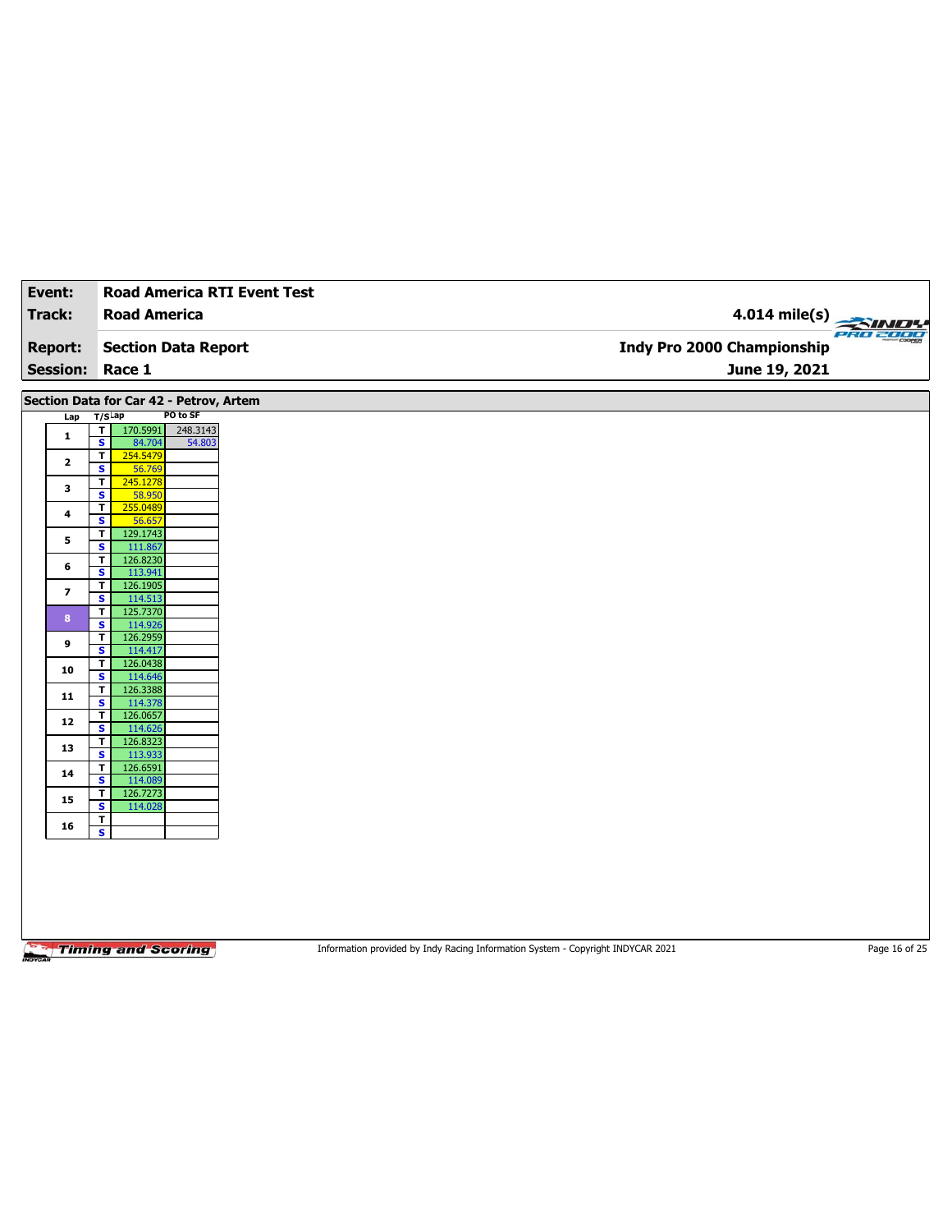| | |
|---|---|
| **Event:** | **Road America RTI Event Test** |
| **Track:** | **Road America** |
| **Report:** | **Section Data Report** |
| **Session:** | **Race 1** |

**4.014 mile(s)**

**Indy Pro 2000 Championship**

**June 19, 2021**

## Section Data for Car 42 - Petrov, Artem

| Lap | T/S | Lap | PO to SF |
|---|---|---|---|
| 1 | T | 170.5991 | 248.3143 |
| | S | 84.704 | 54.803 |
| 2 | T | 254.5479 | |
| | S | 56.769 | |
| 3 | T | 245.1278 | |
| | S | 58.950 | |
| 4 | T | 255.0489 | |
| | S | 56.657 | |
| 5 | T | 129.1743 | |
| | S | 111.867 | |
| 6 | T | 126.8230 | |
| | S | 113.941 | |
| 7 | T | 126.1905 | |
| | S | 114.513 | |
| 8 | T | 125.7370 | |
| | S | 114.926 | |
| 9 | T | 126.2959 | |
| | S | 114.417 | |
| 10 | T | 126.0438 | |
| | S | 114.646 | |
| 11 | T | 126.3388 | |
| | S | 114.378 | |
| 12 | T | 126.0657 | |
| | S | 114.626 | |
| 13 | T | 126.8323 | |
| | S | 113.933 | |
| 14 | T | 126.6591 | |
| | S | 114.089 | |
| 15 | T | 126.7273 | |
| | S | 114.028 | |
| 16 | T | | |
| | S | | |

Information provided by Indy Racing Information System - Copyright INDYCAR 2021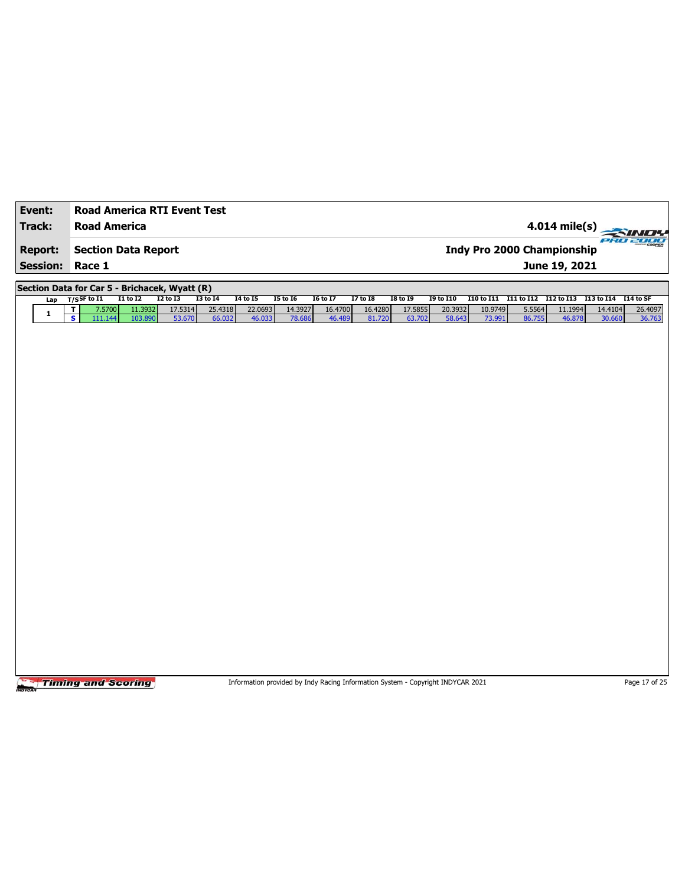| | | | |
|---|---|---|---|
| **Event:** | **Road America RTI Event Test** | | |
| **Track:** | **Road America** | **4.014 mile(s)** | |
| **Report:** | **Section Data Report** | **Indy Pro 2000 Championship** | |
| **Session:** | **Race 1** | **June 19, 2021** | |

### Section Data for Car 5 - Brichacek, Wyatt (R)

| Lap | T/S | SF to I1 | I1 to I2 | I2 to I3 | I3 to I4 | I4 to I5 | I5 to I6 | I6 to I7 | I7 to I8 | I8 to I9 | I9 to I10 | I10 to I11 | I11 to I12 | I12 to I13 | I13 to I14 | I14 to SF |
|---|---|---|---|---|---|---|---|---|---|---|---|---|---|---|---|---|
| 1 | T | 7.5700 | 11.3932 | 17.5314 | 25.4318 | 22.0693 | 14.3927 | 16.4700 | 16.4280 | 17.5855 | 20.3932 | 10.9749 | 5.5564 | 11.1994 | 14.4104 | 26.4097 |
| | S | 111.144 | 103.890 | 53.670 | 66.032 | 46.033 | 78.686 | 46.489 | 81.720 | 63.702 | 58.643 | 73.991 | 86.755 | 46.878 | 30.660 | 36.763 |

Information provided by Indy Racing Information System - Copyright INDYCAR 2021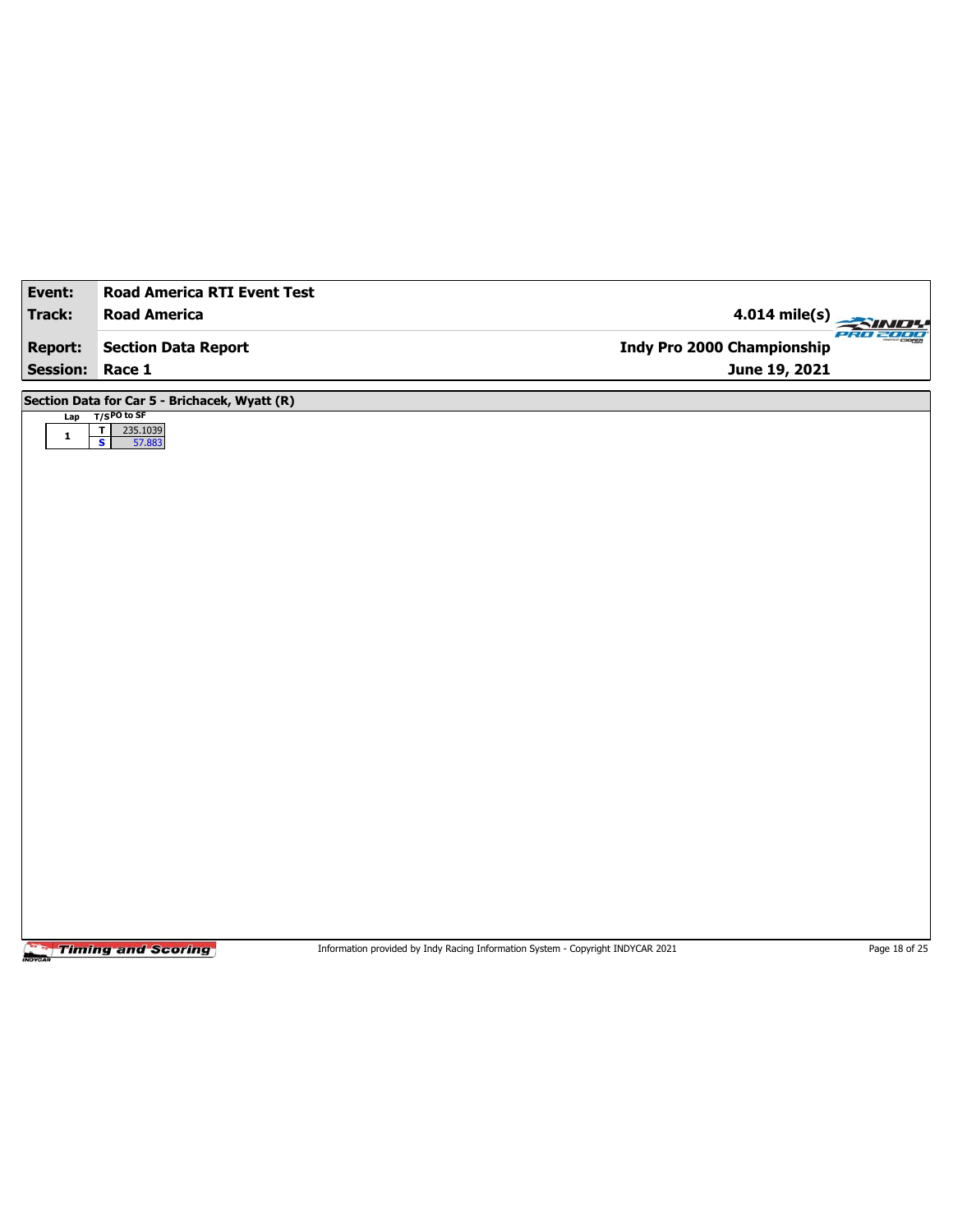| | |
|---|---|
| **Event:** | **Road America RTI Event Test** |
| **Track:** | **Road America** |
| **Report:** | **Section Data Report** |
| **Session:** | **Race 1** |

**4.014 mile(s)**

**Indy Pro 2000 Championship**

**June 19, 2021**

**Section Data for Car 5 - Brichacek, Wyatt (R)**

| Lap | T/S | PO to SF |
|---|---|---|
| 1 | T | 235.1039 |
| | S | 57.883 |

Information provided by Indy Racing Information System - Copyright INDYCAR 2021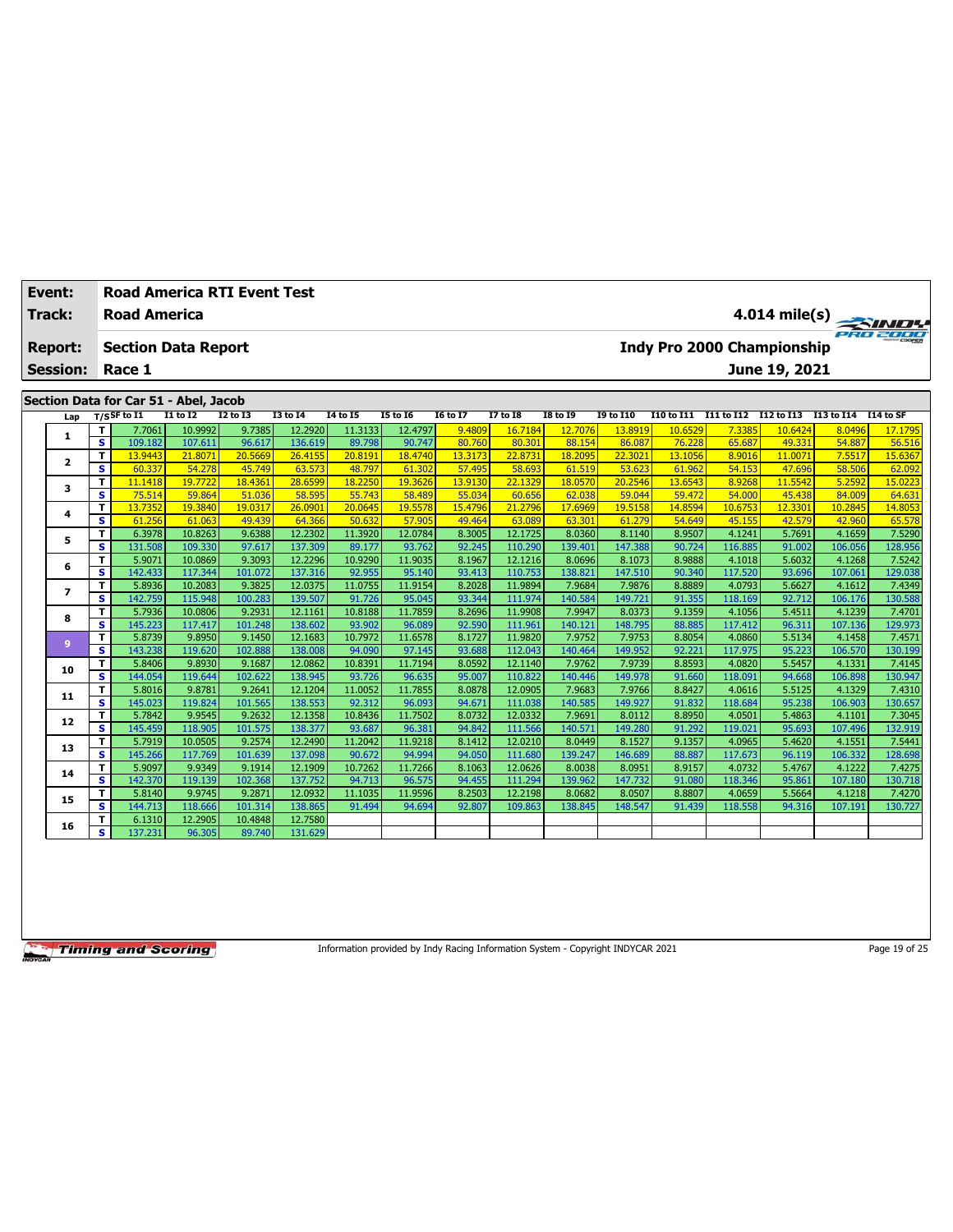| | | | |
|---|---|---|---|
| **Event:** | **Road America RTI Event Test** | | |
| **Track:** | **Road America** | | **4.014 mile(s)** |
| **Report:** | **Section Data Report** | | **Indy Pro 2000 Championship** |
| **Session:** | **Race 1** | | **June 19, 2021** |

**Section Data for Car 51 - Abel, Jacob**

| Lap | T/S | SF to I1 | I1 to I2 | I2 to I3 | I3 to I4 | I4 to I5 | I5 to I6 | I6 to I7 | I7 to I8 | I8 to I9 | I9 to I10 | I10 to I11 | I11 to I12 | I12 to I13 | I13 to I14 | I14 to SF |
|---|---|---|---|---|---|---|---|---|---|---|---|---|---|---|---|---|
| 1 | T | 7.7061 | 10.9992 | 9.7385 | 12.2920 | 11.3133 | 12.4797 | 9.4809 | 16.7184 | 12.7076 | 13.8919 | 10.6529 | 7.3385 | 10.6424 | 8.0496 | 17.1795 |
| | S | 109.182 | 107.611 | 96.617 | 136.619 | 89.798 | 90.747 | 80.760 | 80.301 | 88.154 | 86.087 | 76.228 | 65.687 | 49.331 | 54.887 | 56.516 |
| 2 | T | 13.9443 | 21.8071 | 20.5669 | 26.4155 | 20.8191 | 18.4740 | 13.3173 | 22.8731 | 18.2095 | 22.3021 | 13.1056 | 8.9016 | 11.0071 | 7.5517 | 15.6367 |
| | S | 60.337 | 54.278 | 45.749 | 63.573 | 48.797 | 61.302 | 57.495 | 58.693 | 61.519 | 53.623 | 61.962 | 54.153 | 47.696 | 58.506 | 62.092 |
| 3 | T | 11.1418 | 19.7722 | 18.4361 | 28.6599 | 18.2250 | 19.3626 | 13.9130 | 22.1329 | 18.0570 | 20.2546 | 13.6543 | 8.9268 | 11.5542 | 5.2592 | 15.0223 |
| | S | 75.514 | 59.864 | 51.036 | 58.595 | 55.743 | 58.489 | 55.034 | 60.656 | 62.038 | 59.044 | 59.472 | 54.000 | 45.438 | 84.009 | 64.631 |
| 4 | T | 13.7352 | 19.3840 | 19.0317 | 26.0901 | 20.0645 | 19.5578 | 15.4796 | 21.2796 | 17.6969 | 19.5158 | 14.8594 | 10.6753 | 12.3301 | 10.2845 | 14.8053 |
| | S | 61.256 | 61.063 | 49.439 | 64.366 | 50.632 | 57.905 | 49.464 | 63.089 | 63.301 | 61.279 | 54.649 | 45.155 | 42.579 | 42.960 | 65.578 |
| 5 | T | 6.3978 | 10.8263 | 9.6388 | 12.2302 | 11.3920 | 12.0784 | 8.3005 | 12.1725 | 8.0360 | 8.1140 | 8.9507 | 4.1241 | 5.7691 | 4.1659 | 7.5290 |
| | S | 131.508 | 109.330 | 97.617 | 137.309 | 89.177 | 93.762 | 92.245 | 110.290 | 139.401 | 147.388 | 90.724 | 116.885 | 91.002 | 106.056 | 128.956 |
| 6 | T | 5.9071 | 10.0869 | 9.3093 | 12.2296 | 10.9290 | 11.9035 | 8.1967 | 12.1216 | 8.0696 | 8.1073 | 8.9888 | 4.1018 | 5.6032 | 4.1268 | 7.5242 |
| | S | 142.433 | 117.344 | 101.072 | 137.316 | 92.955 | 95.140 | 93.413 | 110.753 | 138.821 | 147.510 | 90.340 | 117.520 | 93.696 | 107.061 | 129.038 |
| 7 | T | 5.8936 | 10.2083 | 9.3825 | 12.0375 | 11.0755 | 11.9154 | 8.2028 | 11.9894 | 7.9684 | 7.9876 | 8.8889 | 4.0793 | 5.6627 | 4.1612 | 7.4349 |
| | S | 142.759 | 115.948 | 100.283 | 139.507 | 91.726 | 95.045 | 93.344 | 111.974 | 140.584 | 149.721 | 91.355 | 118.169 | 92.712 | 106.176 | 130.588 |
| 8 | T | 5.7936 | 10.0806 | 9.2931 | 12.1161 | 10.8188 | 11.7859 | 8.2696 | 11.9908 | 7.9947 | 8.0373 | 9.1359 | 4.1056 | 5.4511 | 4.1239 | 7.4701 |
| | S | 145.223 | 117.417 | 101.248 | 138.602 | 93.902 | 96.089 | 92.590 | 111.961 | 140.121 | 148.795 | 88.885 | 117.412 | 96.311 | 107.136 | 129.973 |
| 9 | T | 5.8739 | 9.8950 | 9.1450 | 12.1683 | 10.7972 | 11.6578 | 8.1727 | 11.9820 | 7.9752 | 7.9753 | 8.8054 | 4.0860 | 5.5134 | 4.1458 | 7.4571 |
| | S | 143.238 | 119.620 | 102.888 | 138.008 | 94.090 | 97.145 | 93.688 | 112.043 | 140.464 | 149.952 | 92.221 | 117.975 | 95.223 | 106.570 | 130.199 |
| 10 | T | 5.8406 | 9.8930 | 9.1687 | 12.0862 | 10.8391 | 11.7194 | 8.0592 | 12.1140 | 7.9762 | 7.9739 | 8.8593 | 4.0820 | 5.5457 | 4.1331 | 7.4145 |
| | S | 144.054 | 119.644 | 102.622 | 138.945 | 93.726 | 96.635 | 95.007 | 110.822 | 140.446 | 149.978 | 91.660 | 118.091 | 94.668 | 106.898 | 130.947 |
| 11 | T | 5.8016 | 9.8781 | 9.2641 | 12.1204 | 11.0052 | 11.7855 | 8.0878 | 12.0905 | 7.9683 | 7.9766 | 8.8427 | 4.0616 | 5.5125 | 4.1329 | 7.4310 |
| | S | 145.023 | 119.824 | 101.565 | 138.553 | 92.312 | 96.093 | 94.671 | 111.038 | 140.585 | 149.927 | 91.832 | 118.684 | 95.238 | 106.903 | 130.657 |
| 12 | T | 5.7842 | 9.9545 | 9.2632 | 12.1358 | 10.8436 | 11.7502 | 8.0732 | 12.0332 | 7.9691 | 8.0112 | 8.8950 | 4.0501 | 5.4863 | 4.1101 | 7.3045 |
| | S | 145.459 | 118.905 | 101.575 | 138.377 | 93.687 | 96.381 | 94.842 | 111.566 | 140.571 | 149.280 | 91.292 | 119.021 | 95.693 | 107.496 | 132.919 |
| 13 | T | 5.7919 | 10.0505 | 9.2574 | 12.2490 | 11.2042 | 11.9218 | 8.1412 | 12.0210 | 8.0449 | 8.1527 | 9.1357 | 4.0965 | 5.4620 | 4.1551 | 7.5441 |
| | S | 145.266 | 117.769 | 101.639 | 137.098 | 90.672 | 94.994 | 94.050 | 111.680 | 139.247 | 146.689 | 88.887 | 117.673 | 96.119 | 106.332 | 128.698 |
| 14 | T | 5.9097 | 9.9349 | 9.1914 | 12.1909 | 10.7262 | 11.7266 | 8.1063 | 12.0626 | 8.0038 | 8.0951 | 8.9157 | 4.0732 | 5.4767 | 4.1222 | 7.4275 |
| | S | 142.370 | 119.139 | 102.368 | 137.752 | 94.713 | 96.575 | 94.455 | 111.294 | 139.962 | 147.732 | 91.080 | 118.346 | 95.861 | 107.180 | 130.718 |
| 15 | T | 5.8140 | 9.9745 | 9.2871 | 12.0932 | 11.1035 | 11.9596 | 8.2503 | 12.2198 | 8.0682 | 8.0507 | 8.8807 | 4.0659 | 5.5664 | 4.1218 | 7.4270 |
| | S | 144.713 | 118.666 | 101.314 | 138.865 | 91.494 | 94.694 | 92.807 | 109.863 | 138.845 | 148.547 | 91.439 | 118.558 | 94.316 | 107.191 | 130.727 |
| 16 | T | 6.1310 | 12.2905 | 10.4848 | 12.7580 | | | | | | | | | | | |
| | S | 137.231 | 96.305 | 89.740 | 131.629 | | | | | | | | | | | |

Information provided by Indy Racing Information System - Copyright INDYCAR 2021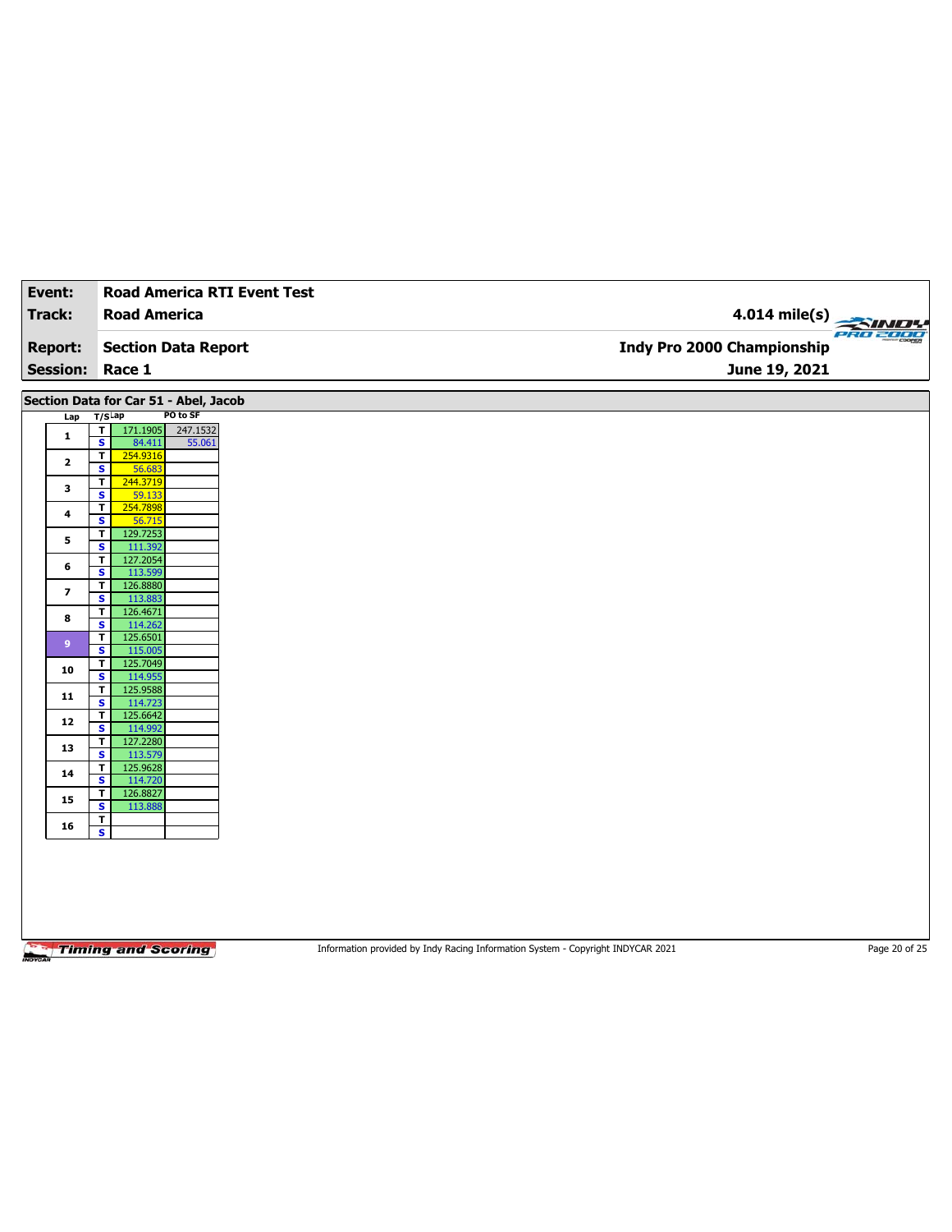| | |
|---|---|
| **Event:** | **Road America RTI Event Test** |
| **Track:** | **Road America** |
| **Report:** | **Section Data Report** |
| **Session:** | **Race 1** |

**4.014 mile(s)**

**Indy Pro 2000 Championship**

**June 19, 2021**

## Section Data for Car 51 - Abel, Jacob

| Lap | T/S | Lap | PO to SF |
|---|---|---|---|
| 1 | T | 171.1905 | 247.1532 |
| | S | 84.411 | 55.061 |
| 2 | T | 254.9316 | |
| | S | 56.683 | |
| 3 | T | 244.3719 | |
| | S | 59.133 | |
| 4 | T | 254.7898 | |
| | S | 56.715 | |
| 5 | T | 129.7253 | |
| | S | 111.392 | |
| 6 | T | 127.2054 | |
| | S | 113.599 | |
| 7 | T | 126.8880 | |
| | S | 113.883 | |
| 8 | T | 126.4671 | |
| | S | 114.262 | |
| 9 | T | 125.6501 | |
| | S | 115.005 | |
| 10 | T | 125.7049 | |
| | S | 114.955 | |
| 11 | T | 125.9588 | |
| | S | 114.723 | |
| 12 | T | 125.6642 | |
| | S | 114.992 | |
| 13 | T | 127.2280 | |
| | S | 113.579 | |
| 14 | T | 125.9628 | |
| | S | 114.720 | |
| 15 | T | 126.8827 | |
| | S | 113.888 | |
| 16 | T | | |
| | S | | |

Timing and Scoring

Information provided by Indy Racing Information System - Copyright INDYCAR 2021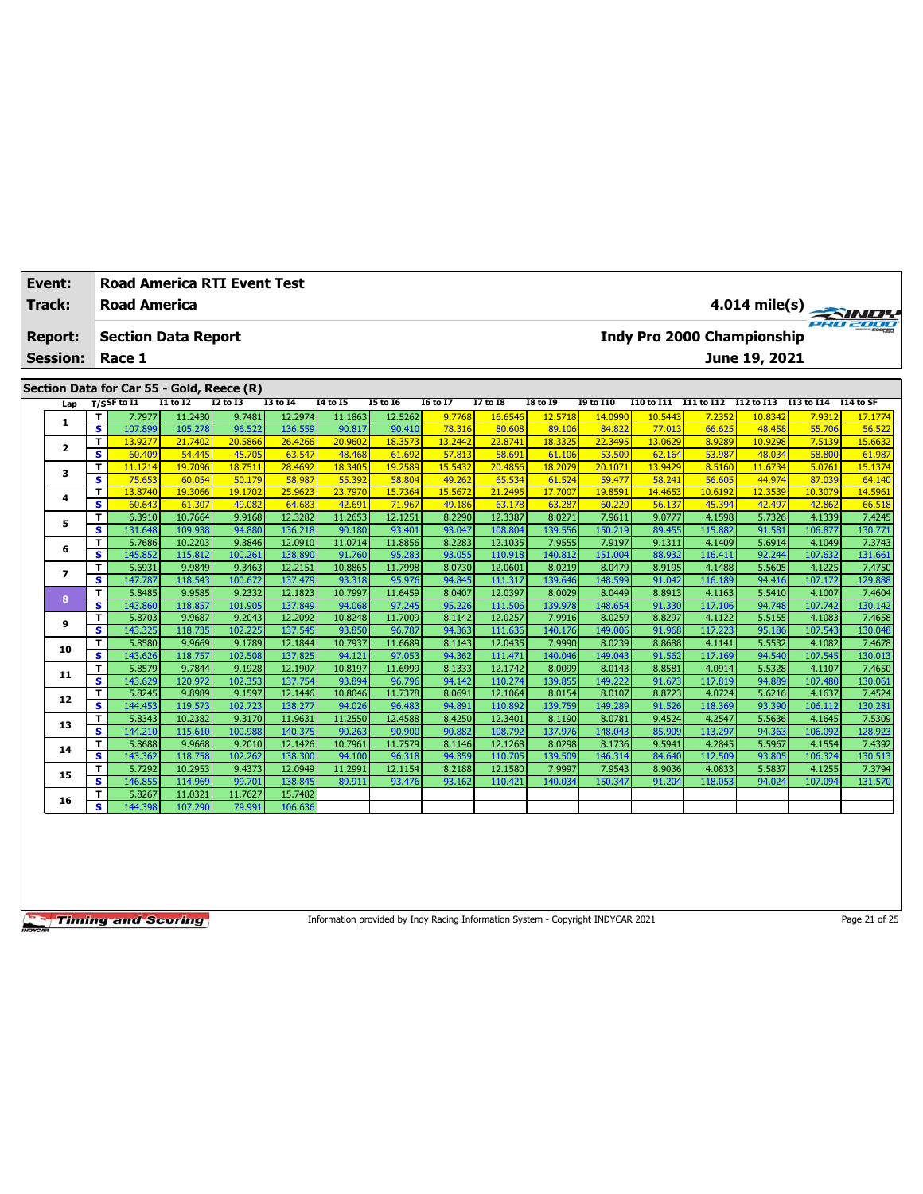| | |
|---|---|
| **Event:** | **Road America RTI Event Test** |
| **Track:** | **Road America** |
| **Report:** | **Section Data Report** |
| **Session:** | **Race 1** |

**4.014 mile(s)**

**Indy Pro 2000 Championship**

**June 19, 2021**

**Section Data for Car 55 - Gold, Reece (R)**

| Lap | T/S | SF to I1 | I1 to I2 | I2 to I3 | I3 to I4 | I4 to I5 | I5 to I6 | I6 to I7 | I7 to I8 | I8 to I9 | I9 to I10 | I10 to I11 | I11 to I12 | I12 to I13 | I13 to I14 | I14 to SF |
|---|---|---|---|---|---|---|---|---|---|---|---|---|---|---|---|---|
| 1 | T | 7.7977 | 11.2430 | 9.7481 | 12.2974 | 11.1863 | 12.5262 | 9.7768 | 16.6546 | 12.5718 | 14.0990 | 10.5443 | 7.2352 | 10.8342 | 7.9312 | 17.1774 |
| | S | 107.899 | 105.278 | 96.522 | 136.559 | 90.817 | 90.410 | 78.316 | 80.608 | 89.106 | 84.822 | 77.013 | 66.625 | 48.458 | 55.706 | 56.522 |
| 2 | T | 13.9277 | 21.7402 | 20.5866 | 26.4266 | 20.9602 | 18.3573 | 13.2442 | 22.8741 | 18.3325 | 22.3495 | 13.0629 | 8.9289 | 10.9298 | 7.5139 | 15.6632 |
| | S | 60.409 | 54.445 | 45.705 | 63.547 | 48.468 | 61.692 | 57.813 | 58.691 | 61.106 | 53.509 | 62.164 | 53.987 | 48.034 | 58.800 | 61.987 |
| 3 | T | 11.1214 | 19.7096 | 18.7511 | 28.4692 | 18.3405 | 19.2589 | 15.5432 | 20.4856 | 18.2079 | 20.1071 | 13.9429 | 8.5160 | 11.6734 | 5.0761 | 15.1374 |
| | S | 75.653 | 60.054 | 50.179 | 58.987 | 55.392 | 58.804 | 49.262 | 65.534 | 61.524 | 59.477 | 58.241 | 56.605 | 44.974 | 87.039 | 64.140 |
| 4 | T | 13.8740 | 19.3066 | 19.1702 | 25.9623 | 23.7970 | 15.7364 | 15.5672 | 21.2495 | 17.7007 | 19.8591 | 14.4653 | 10.6192 | 12.3539 | 10.3079 | 14.5961 |
| | S | 60.643 | 61.307 | 49.082 | 64.683 | 42.691 | 71.967 | 49.186 | 63.178 | 63.287 | 60.220 | 56.137 | 45.394 | 42.497 | 42.862 | 66.518 |
| 5 | T | 6.3910 | 10.7664 | 9.9168 | 12.3282 | 11.2653 | 12.1251 | 8.2290 | 12.3387 | 8.0271 | 7.9611 | 9.0777 | 4.1598 | 5.7326 | 4.1339 | 7.4245 |
| | S | 131.648 | 109.938 | 94.880 | 136.218 | 90.180 | 93.401 | 93.047 | 108.804 | 139.556 | 150.219 | 89.455 | 115.882 | 91.581 | 106.877 | 130.771 |
| 6 | T | 5.7686 | 10.2203 | 9.3846 | 12.0910 | 11.0714 | 11.8856 | 8.2283 | 12.1035 | 7.9555 | 7.9197 | 9.1311 | 4.1409 | 5.6914 | 4.1049 | 7.3743 |
| | S | 145.852 | 115.812 | 100.261 | 138.890 | 91.760 | 95.283 | 93.055 | 110.918 | 140.812 | 151.004 | 88.932 | 116.411 | 92.244 | 107.632 | 131.661 |
| 7 | T | 5.6931 | 9.9849 | 9.3463 | 12.2151 | 10.8865 | 11.7998 | 8.0730 | 12.0601 | 8.0219 | 8.0479 | 8.9195 | 4.1488 | 5.5605 | 4.1225 | 7.4750 |
| | S | 147.787 | 118.543 | 100.672 | 137.479 | 93.318 | 95.976 | 94.845 | 111.317 | 139.646 | 148.599 | 91.042 | 116.189 | 94.416 | 107.172 | 129.888 |
| 8 | T | 5.8485 | 9.9585 | 9.2332 | 12.1823 | 10.7997 | 11.6459 | 8.0407 | 12.0397 | 8.0029 | 8.0449 | 8.8913 | 4.1163 | 5.5410 | 4.1007 | 7.4604 |
| | S | 143.860 | 118.857 | 101.905 | 137.849 | 94.068 | 97.245 | 95.226 | 111.506 | 139.978 | 148.654 | 91.330 | 117.106 | 94.748 | 107.742 | 130.142 |
| 9 | T | 5.8703 | 9.9687 | 9.2043 | 12.2092 | 10.8248 | 11.7009 | 8.1142 | 12.0257 | 7.9916 | 8.0259 | 8.8297 | 4.1122 | 5.5155 | 4.1083 | 7.4658 |
| | S | 143.325 | 118.735 | 102.225 | 137.545 | 93.850 | 96.787 | 94.363 | 111.636 | 140.176 | 149.006 | 91.968 | 117.223 | 95.186 | 107.543 | 130.048 |
| 10 | T | 5.8580 | 9.9669 | 9.1789 | 12.1844 | 10.7937 | 11.6689 | 8.1143 | 12.0435 | 7.9990 | 8.0239 | 8.8688 | 4.1141 | 5.5532 | 4.1082 | 7.4678 |
| | S | 143.626 | 118.757 | 102.508 | 137.825 | 94.121 | 97.053 | 94.362 | 111.471 | 140.046 | 149.043 | 91.562 | 117.169 | 94.540 | 107.545 | 130.013 |
| 11 | T | 5.8579 | 9.7844 | 9.1928 | 12.1907 | 10.8197 | 11.6999 | 8.1333 | 12.1742 | 8.0099 | 8.0143 | 8.8581 | 4.0914 | 5.5328 | 4.1107 | 7.4650 |
| | S | 143.629 | 120.972 | 102.353 | 137.754 | 93.894 | 96.796 | 94.142 | 110.274 | 139.855 | 149.222 | 91.673 | 117.819 | 94.889 | 107.480 | 130.061 |
| 12 | T | 5.8245 | 9.8989 | 9.1597 | 12.1446 | 10.8046 | 11.7378 | 8.0691 | 12.1064 | 8.0154 | 8.0107 | 8.8723 | 4.0724 | 5.6216 | 4.1637 | 7.4524 |
| | S | 144.453 | 119.573 | 102.723 | 138.277 | 94.026 | 96.483 | 94.891 | 110.892 | 139.759 | 149.289 | 91.526 | 118.369 | 93.390 | 106.112 | 130.281 |
| 13 | T | 5.8343 | 10.2382 | 9.3170 | 11.9631 | 11.2550 | 12.4588 | 8.4250 | 12.3401 | 8.1190 | 8.0781 | 9.4524 | 4.2547 | 5.5636 | 4.1645 | 7.5309 |
| | S | 144.210 | 115.610 | 100.988 | 140.375 | 90.263 | 90.900 | 90.882 | 108.792 | 137.976 | 148.043 | 85.909 | 113.297 | 94.363 | 106.092 | 128.923 |
| 14 | T | 5.8688 | 9.9668 | 9.2010 | 12.1426 | 10.7961 | 11.7579 | 8.1146 | 12.1268 | 8.0298 | 8.1736 | 9.5941 | 4.2845 | 5.5967 | 4.1554 | 7.4392 |
| | S | 143.362 | 118.758 | 102.262 | 138.300 | 94.100 | 96.318 | 94.359 | 110.705 | 139.509 | 146.314 | 84.640 | 112.509 | 93.805 | 106.324 | 130.513 |
| 15 | T | 5.7292 | 10.2953 | 9.4373 | 12.0949 | 11.2991 | 12.1154 | 8.2188 | 12.1580 | 7.9997 | 7.9543 | 8.9036 | 4.0833 | 5.5837 | 4.1255 | 7.3794 |
| | S | 146.855 | 114.969 | 99.701 | 138.845 | 89.911 | 93.476 | 93.162 | 110.421 | 140.034 | 150.347 | 91.204 | 118.053 | 94.024 | 107.094 | 131.570 |
| 16 | T | 5.8267 | 11.0321 | 11.7627 | 15.7482 | | | | | | | | | | | |
| | S | 144.398 | 107.290 | 79.991 | 106.636 | | | | | | | | | | | |

Information provided by Indy Racing Information System - Copyright INDYCAR 2021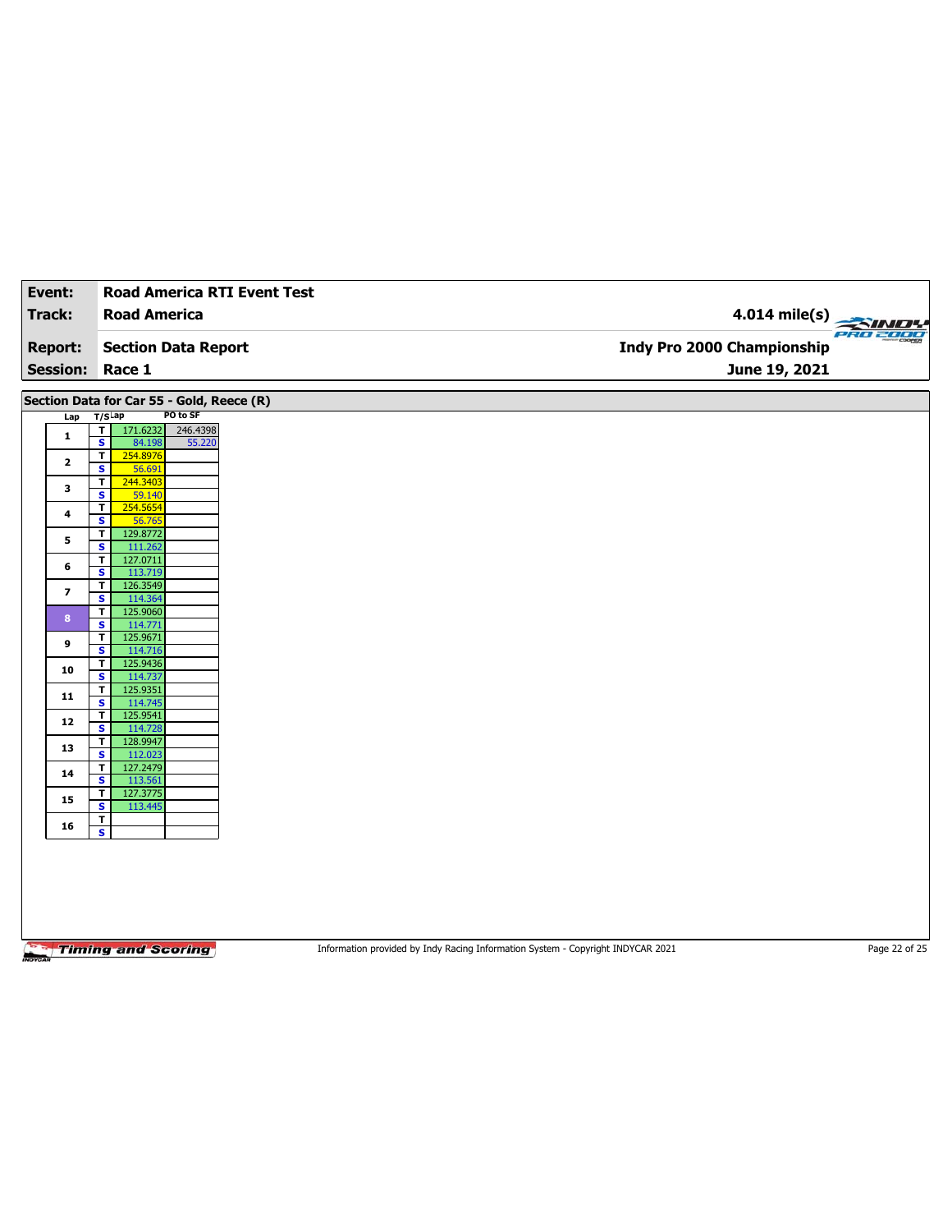| | | | |
|---|---|---|---|
| **Event:** | **Road America RTI Event Test** | | |
| **Track:** | **Road America** | **4.014 mile(s)** | |
| **Report:** | **Section Data Report** | **Indy Pro 2000 Championship** | |
| **Session:** | **Race 1** | **June 19, 2021** | |

**Section Data for Car 55 - Gold, Reece (R)**

| Lap | T/S | Lap | PO to SF |
|---|---|---|---|
| 1 | T | 171.6232 | 246.4398 |
| | S | 84.198 | 55.220 |
| 2 | T | 254.8976 | |
| | S | 56.691 | |
| 3 | T | 244.3403 | |
| | S | 59.140 | |
| 4 | T | 254.5654 | |
| | S | 56.765 | |
| 5 | T | 129.8772 | |
| | S | 111.262 | |
| 6 | T | 127.0711 | |
| | S | 113.719 | |
| 7 | T | 126.3549 | |
| | S | 114.364 | |
| 8 | T | 125.9060 | |
| | S | 114.771 | |
| 9 | T | 125.9671 | |
| | S | 114.716 | |
| 10 | T | 125.9436 | |
| | S | 114.737 | |
| 11 | T | 125.9351 | |
| | S | 114.745 | |
| 12 | T | 125.9541 | |
| | S | 114.728 | |
| 13 | T | 128.9947 | |
| | S | 112.023 | |
| 14 | T | 127.2479 | |
| | S | 113.561 | |
| 15 | T | 127.3775 | |
| | S | 113.445 | |
| 16 | T | | |
| | S | | |

Information provided by Indy Racing Information System - Copyright INDYCAR 2021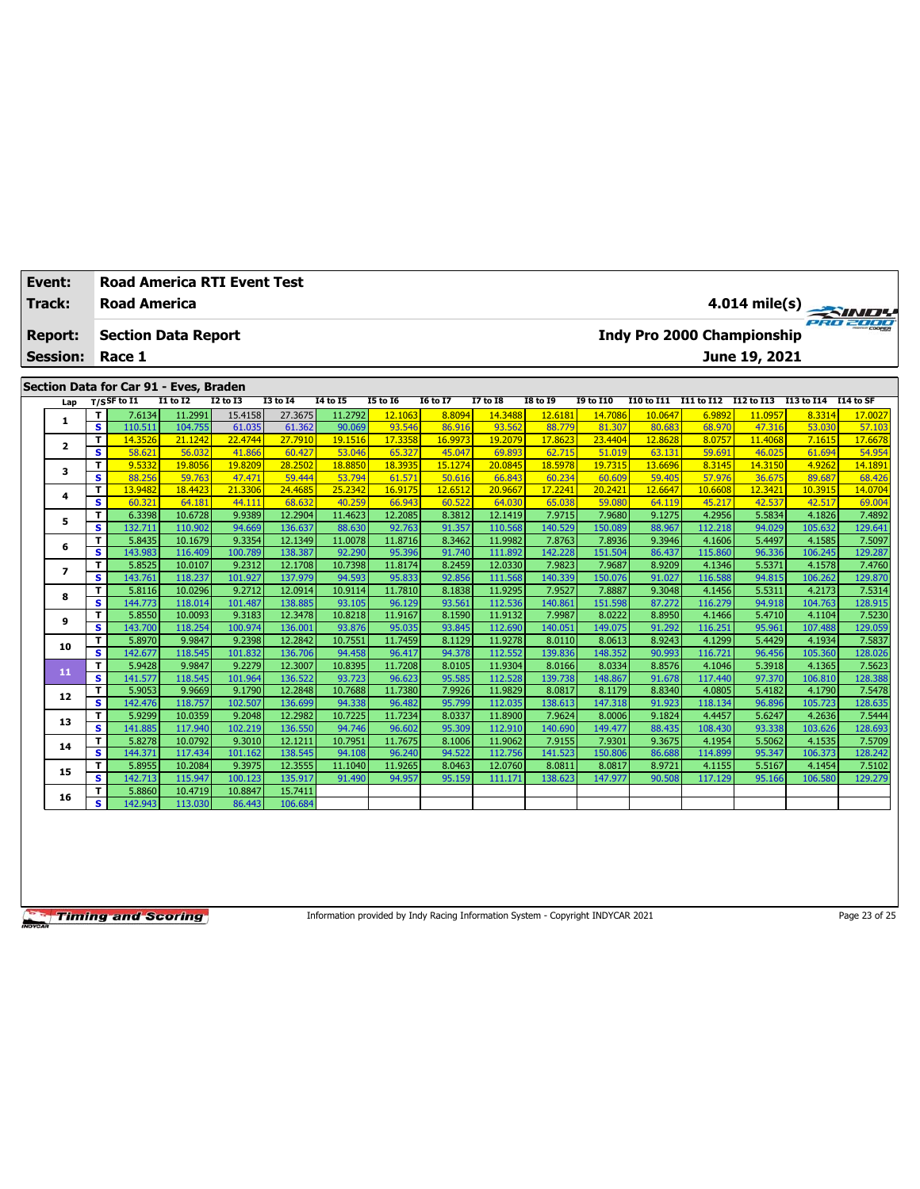| Event: | Road America RTI Event Test | |
|---|---|---|
| Track: | Road America | 4.014 mile(s) |
| Report: | Section Data Report | Indy Pro 2000 Championship |
| Session: | Race 1 | June 19, 2021 |

**Section Data for Car 91 - Eves, Braden**

| Lap | T/S | SF to I1 | I1 to I2 | I2 to I3 | I3 to I4 | I4 to I5 | I5 to I6 | I6 to I7 | I7 to I8 | I8 to I9 | I9 to I10 | I10 to I11 | I11 to I12 | I12 to I13 | I13 to I14 | I14 to SF |
|---|---|---|---|---|---|---|---|---|---|---|---|---|---|---|---|---|
| 1 | T | 7.6134 | 11.2991 | 15.4158 | 27.3675 | 11.2792 | 12.1063 | 8.8094 | 14.3488 | 12.6181 | 14.7086 | 10.0647 | 6.9892 | 11.0957 | 8.3314 | 17.0027 |
| | S | 110.511 | 104.755 | 61.035 | 61.362 | 90.069 | 93.546 | 86.916 | 93.562 | 88.779 | 81.307 | 80.683 | 68.970 | 47.316 | 53.030 | 57.103 |
| 2 | T | 14.3526 | 21.1242 | 22.4744 | 27.7910 | 19.1516 | 17.3358 | 16.9973 | 19.2079 | 17.8623 | 23.4404 | 12.8628 | 8.0757 | 11.4068 | 7.1615 | 17.6678 |
| | S | 58.621 | 56.032 | 41.866 | 60.427 | 53.046 | 65.327 | 45.047 | 69.893 | 62.715 | 51.019 | 63.131 | 59.691 | 46.025 | 61.694 | 54.954 |
| 3 | T | 9.5332 | 19.8056 | 19.8209 | 28.2502 | 18.8850 | 18.3935 | 15.1274 | 20.0845 | 18.5978 | 19.7315 | 13.6696 | 8.3145 | 14.3150 | 4.9262 | 14.1891 |
| | S | 88.256 | 59.763 | 47.471 | 59.444 | 53.794 | 61.571 | 50.616 | 66.843 | 60.234 | 60.609 | 59.405 | 57.976 | 36.675 | 89.687 | 68.426 |
| 4 | T | 13.9482 | 18.4423 | 21.3306 | 24.4685 | 25.2342 | 16.9175 | 12.6512 | 20.9667 | 17.2241 | 20.2421 | 12.6647 | 10.6608 | 12.3421 | 10.3915 | 14.0704 |
| | S | 60.321 | 64.181 | 44.111 | 68.632 | 40.259 | 66.943 | 60.522 | 64.030 | 65.038 | 59.080 | 64.119 | 45.217 | 42.537 | 42.517 | 69.004 |
| 5 | T | 6.3398 | 10.6728 | 9.9389 | 12.2904 | 11.4623 | 12.2085 | 8.3812 | 12.1419 | 7.9715 | 7.9680 | 9.1275 | 4.2956 | 5.5834 | 4.1826 | 7.4892 |
| | S | 132.711 | 110.902 | 94.669 | 136.637 | 88.630 | 92.763 | 91.357 | 110.568 | 140.529 | 150.089 | 88.967 | 112.218 | 94.029 | 105.632 | 129.641 |
| 6 | T | 5.8435 | 10.1679 | 9.3354 | 12.1349 | 11.0078 | 11.8716 | 8.3462 | 11.9982 | 7.8763 | 7.8936 | 9.3946 | 4.1606 | 5.4497 | 4.1585 | 7.5097 |
| | S | 143.983 | 116.409 | 100.789 | 138.387 | 92.290 | 95.396 | 91.740 | 111.892 | 142.228 | 151.504 | 86.437 | 115.860 | 96.336 | 106.245 | 129.287 |
| 7 | T | 5.8525 | 10.0107 | 9.2312 | 12.1708 | 10.7398 | 11.8174 | 8.2459 | 12.0330 | 7.9823 | 7.9687 | 8.9209 | 4.1346 | 5.5371 | 4.1578 | 7.4760 |
| | S | 143.761 | 118.237 | 101.927 | 137.979 | 94.593 | 95.833 | 92.856 | 111.568 | 140.339 | 150.076 | 91.027 | 116.588 | 94.815 | 106.262 | 129.870 |
| 8 | T | 5.8116 | 10.0296 | 9.2712 | 12.0914 | 10.9114 | 11.7810 | 8.1838 | 11.9295 | 7.9527 | 7.8887 | 9.3048 | 4.1456 | 5.5311 | 4.2173 | 7.5314 |
| | S | 144.773 | 118.014 | 101.487 | 138.885 | 93.105 | 96.129 | 93.561 | 112.536 | 140.861 | 151.598 | 87.272 | 116.279 | 94.918 | 104.763 | 128.915 |
| 9 | T | 5.8550 | 10.0093 | 9.3183 | 12.3478 | 10.8218 | 11.9167 | 8.1590 | 11.9132 | 7.9987 | 8.0222 | 8.8950 | 4.1466 | 5.4710 | 4.1104 | 7.5230 |
| | S | 143.700 | 118.254 | 100.974 | 136.001 | 93.876 | 95.035 | 93.845 | 112.690 | 140.051 | 149.075 | 91.292 | 116.251 | 95.961 | 107.488 | 129.059 |
| 10 | T | 5.8970 | 9.9847 | 9.2398 | 12.2842 | 10.7551 | 11.7459 | 8.1129 | 11.9278 | 8.0110 | 8.0613 | 8.9243 | 4.1299 | 5.4429 | 4.1934 | 7.5837 |
| | S | 142.677 | 118.545 | 101.832 | 136.706 | 94.458 | 96.417 | 94.378 | 112.552 | 139.836 | 148.352 | 90.993 | 116.721 | 96.456 | 105.360 | 128.026 |
| 11 | T | 5.9428 | 9.9847 | 9.2279 | 12.3007 | 10.8395 | 11.7208 | 8.0105 | 11.9304 | 8.0166 | 8.0334 | 8.8576 | 4.1046 | 5.3918 | 4.1365 | 7.5623 |
| | S | 141.577 | 118.545 | 101.964 | 136.522 | 93.723 | 96.623 | 95.585 | 112.528 | 139.738 | 148.867 | 91.678 | 117.440 | 97.370 | 106.810 | 128.388 |
| 12 | T | 5.9053 | 9.9669 | 9.1790 | 12.2848 | 10.7688 | 11.7380 | 7.9926 | 11.9829 | 8.0817 | 8.1179 | 8.8340 | 4.0805 | 5.4182 | 4.1790 | 7.5478 |
| | S | 142.476 | 118.757 | 102.507 | 136.699 | 94.338 | 96.482 | 95.799 | 112.035 | 138.613 | 147.318 | 91.923 | 118.134 | 96.896 | 105.723 | 128.635 |
| 13 | T | 5.9299 | 10.0359 | 9.2048 | 12.2982 | 10.7225 | 11.7234 | 8.0337 | 11.8900 | 7.9624 | 8.0006 | 9.1824 | 4.4457 | 5.6247 | 4.2636 | 7.5444 |
| | S | 141.885 | 117.940 | 102.219 | 136.550 | 94.746 | 96.602 | 95.309 | 112.910 | 140.690 | 149.477 | 88.435 | 108.430 | 93.338 | 103.626 | 128.693 |
| 14 | T | 5.8278 | 10.0792 | 9.3010 | 12.1211 | 10.7951 | 11.7675 | 8.1006 | 11.9062 | 7.9155 | 7.9301 | 9.3675 | 4.1954 | 5.5062 | 4.1535 | 7.5709 |
| | S | 144.371 | 117.434 | 101.162 | 138.545 | 94.108 | 96.240 | 94.522 | 112.756 | 141.523 | 150.806 | 86.688 | 114.899 | 95.347 | 106.373 | 128.242 |
| 15 | T | 5.8955 | 10.2084 | 9.3975 | 12.3555 | 11.1040 | 11.9265 | 8.0463 | 12.0760 | 8.0811 | 8.0817 | 8.9721 | 4.1155 | 5.5167 | 4.1454 | 7.5102 |
| | S | 142.713 | 115.947 | 100.123 | 135.917 | 91.490 | 94.957 | 95.159 | 111.171 | 138.623 | 147.977 | 90.508 | 117.129 | 95.166 | 106.580 | 129.279 |
| 16 | T | 5.8860 | 10.4719 | 10.8847 | 15.7411 | | | | | | | | | | | |
| | S | 142.943 | 113.030 | 86.443 | 106.684 | | | | | | | | | | | |

Information provided by Indy Racing Information System - Copyright INDYCAR 2021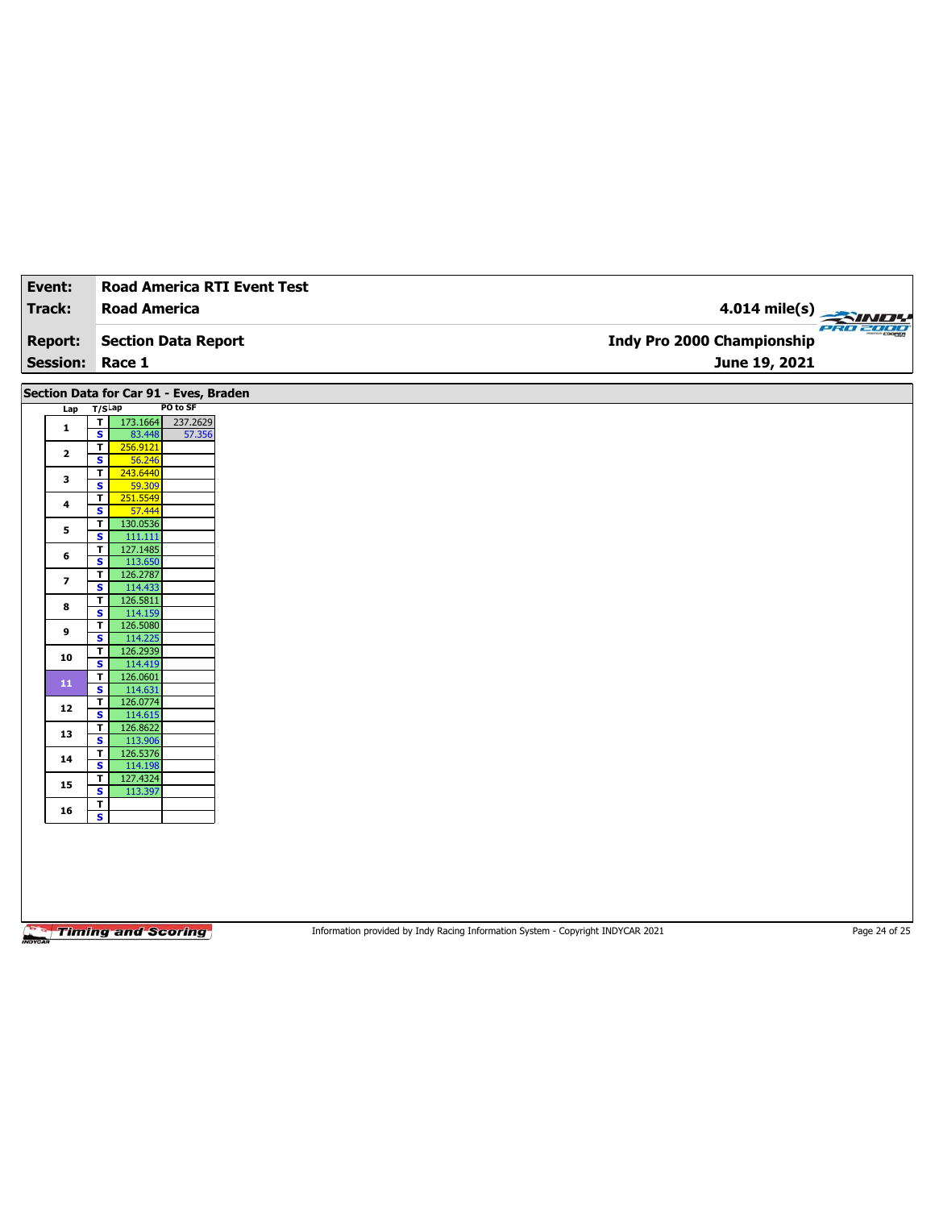| | |
|---|---|
| **Event:** | **Road America RTI Event Test** |
| **Track:** | **Road America** |
| **Report:** | **Section Data Report** |
| **Session:** | **Race 1** |

**4.014 mile(s)**

**Indy Pro 2000 Championship**

**June 19, 2021**

## Section Data for Car 91 - Eves, Braden

| Lap | T/S | Lap | PO to SF |
|---|---|---|---|
| 1 | T | 173.1664 | 237.2629 |
| | S | 83.448 | 57.356 |
| 2 | T | 256.9121 | |
| | S | 56.246 | |
| 3 | T | 243.6440 | |
| | S | 59.309 | |
| 4 | T | 251.5549 | |
| | S | 57.444 | |
| 5 | T | 130.0536 | |
| | S | 111.111 | |
| 6 | T | 127.1485 | |
| | S | 113.650 | |
| 7 | T | 126.2787 | |
| | S | 114.433 | |
| 8 | T | 126.5811 | |
| | S | 114.159 | |
| 9 | T | 126.5080 | |
| | S | 114.225 | |
| 10 | T | 126.2939 | |
| | S | 114.419 | |
| 11 | T | 126.0601 | |
| | S | 114.631 | |
| 12 | T | 126.0774 | |
| | S | 114.615 | |
| 13 | T | 126.8622 | |
| | S | 113.906 | |
| 14 | T | 126.5376 | |
| | S | 114.198 | |
| 15 | T | 127.4324 | |
| | S | 113.397 | |
| 16 | T | | |
| | S | | |

Timing and Scoring

Information provided by Indy Racing Information System - Copyright INDYCAR 2021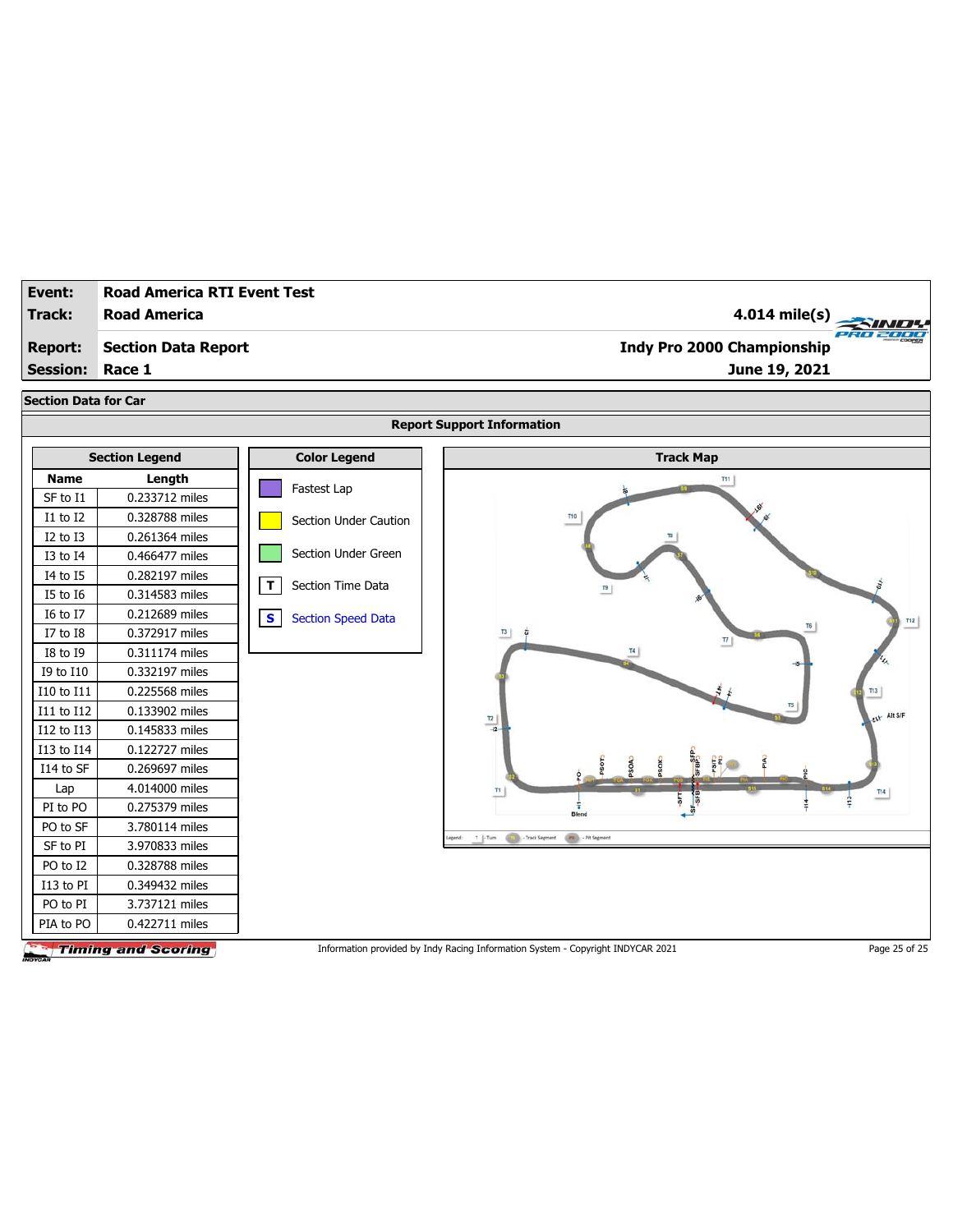| | | | |
|---|---|---|---|
| **Event:** | **Road America RTI Event Test** | | |
| **Track:** | **Road America** | **4.014 mile(s)** | |
| **Report:** | **Section Data Report** | **Indy Pro 2000 Championship** | |
| **Session:** | **Race 1** | **June 19, 2021** | |

**Section Data for Car**

**Report Support Information**

**Section Legend**

| Name | Length |
|---|---|
| SF to I1 | 0.233712 miles |
| I1 to I2 | 0.328788 miles |
| I2 to I3 | 0.261364 miles |
| I3 to I4 | 0.466477 miles |
| I4 to I5 | 0.282197 miles |
| I5 to I6 | 0.314583 miles |
| I6 to I7 | 0.212689 miles |
| I7 to I8 | 0.372917 miles |
| I8 to I9 | 0.311174 miles |
| I9 to I10 | 0.332197 miles |
| I10 to I11 | 0.225568 miles |
| I11 to I12 | 0.133902 miles |
| I12 to I13 | 0.145833 miles |
| I13 to I14 | 0.122727 miles |
| I14 to SF | 0.269697 miles |
| Lap | 4.014000 miles |
| PI to PO | 0.275379 miles |
| PO to SF | 3.780114 miles |
| SF to PI | 3.970833 miles |
| PO to I2 | 0.328788 miles |
| I13 to PI | 0.349432 miles |
| PO to PI | 3.737121 miles |
| PIA to PO | 0.422711 miles |

**Color Legend**

- Fastest Lap
- Section Under Caution
- Section Under Green
- T Section Time Data
- S Section Speed Data

**Track Map**

T1 T2 T3 T4 T5 T6 T7 T8 T9 T10 T11 T12 T13 T14
Alt S/F
Blend

Legend: T - Turn, - Track Segment, - Pit Segment

Information provided by Indy Racing Information System - Copyright INDYCAR 2021